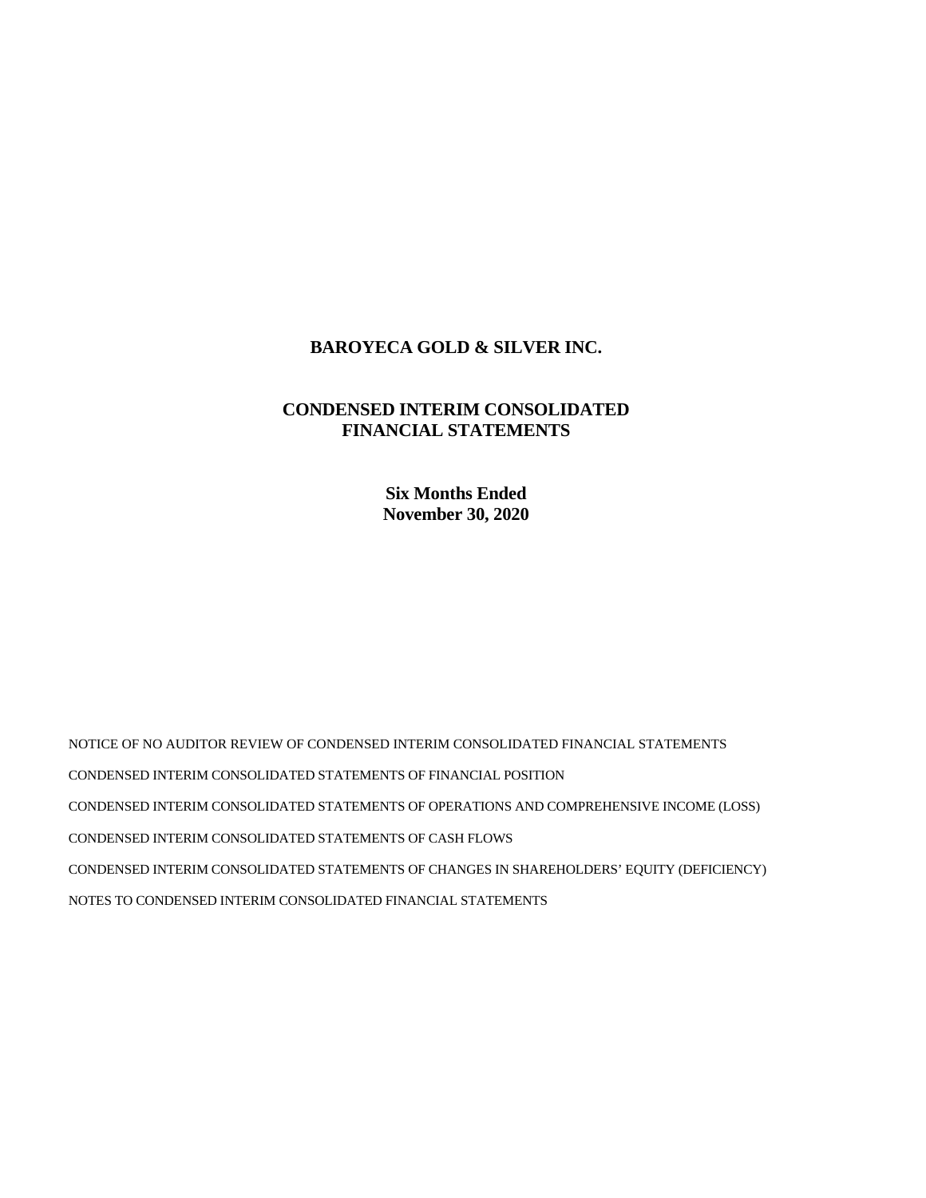# BAROYECA GOLD & SILVER INC.

## CONDENSED INTERIM CONSOLIDATED FINANCIAL STATEMENTS

**Six Months Ended**
**November 30, 2020**

NOTICE OF NO AUDITOR REVIEW OF CONDENSED INTERIM CONSOLIDATED FINANCIAL STATEMENTS

CONDENSED INTERIM CONSOLIDATED STATEMENTS OF FINANCIAL POSITION

CONDENSED INTERIM CONSOLIDATED STATEMENTS OF OPERATIONS AND COMPREHENSIVE INCOME (LOSS)

CONDENSED INTERIM CONSOLIDATED STATEMENTS OF CASH FLOWS

CONDENSED INTERIM CONSOLIDATED STATEMENTS OF CHANGES IN SHAREHOLDERS' EQUITY (DEFICIENCY)

NOTES TO CONDENSED INTERIM CONSOLIDATED FINANCIAL STATEMENTS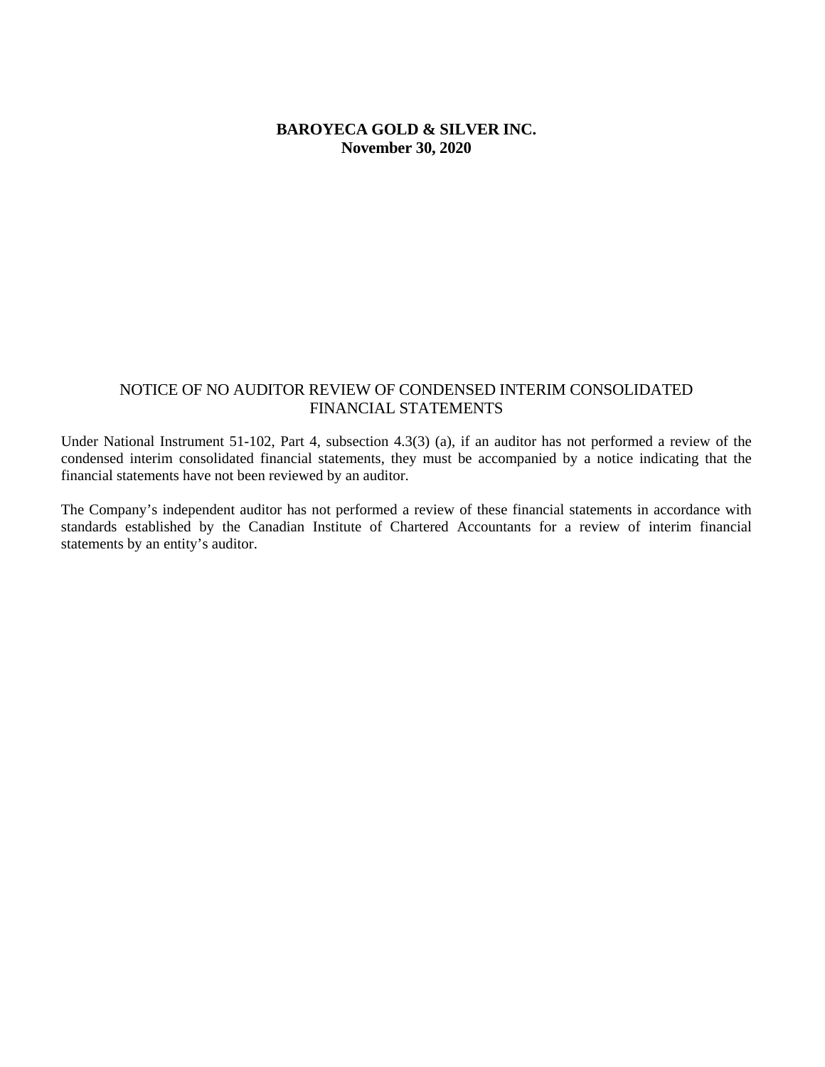**BAROYECA GOLD & SILVER INC.**
**November 30, 2020**

## NOTICE OF NO AUDITOR REVIEW OF CONDENSED INTERIM CONSOLIDATED FINANCIAL STATEMENTS

Under National Instrument 51-102, Part 4, subsection 4.3(3) (a), if an auditor has not performed a review of the condensed interim consolidated financial statements, they must be accompanied by a notice indicating that the financial statements have not been reviewed by an auditor.

The Company's independent auditor has not performed a review of these financial statements in accordance with standards established by the Canadian Institute of Chartered Accountants for a review of interim financial statements by an entity's auditor.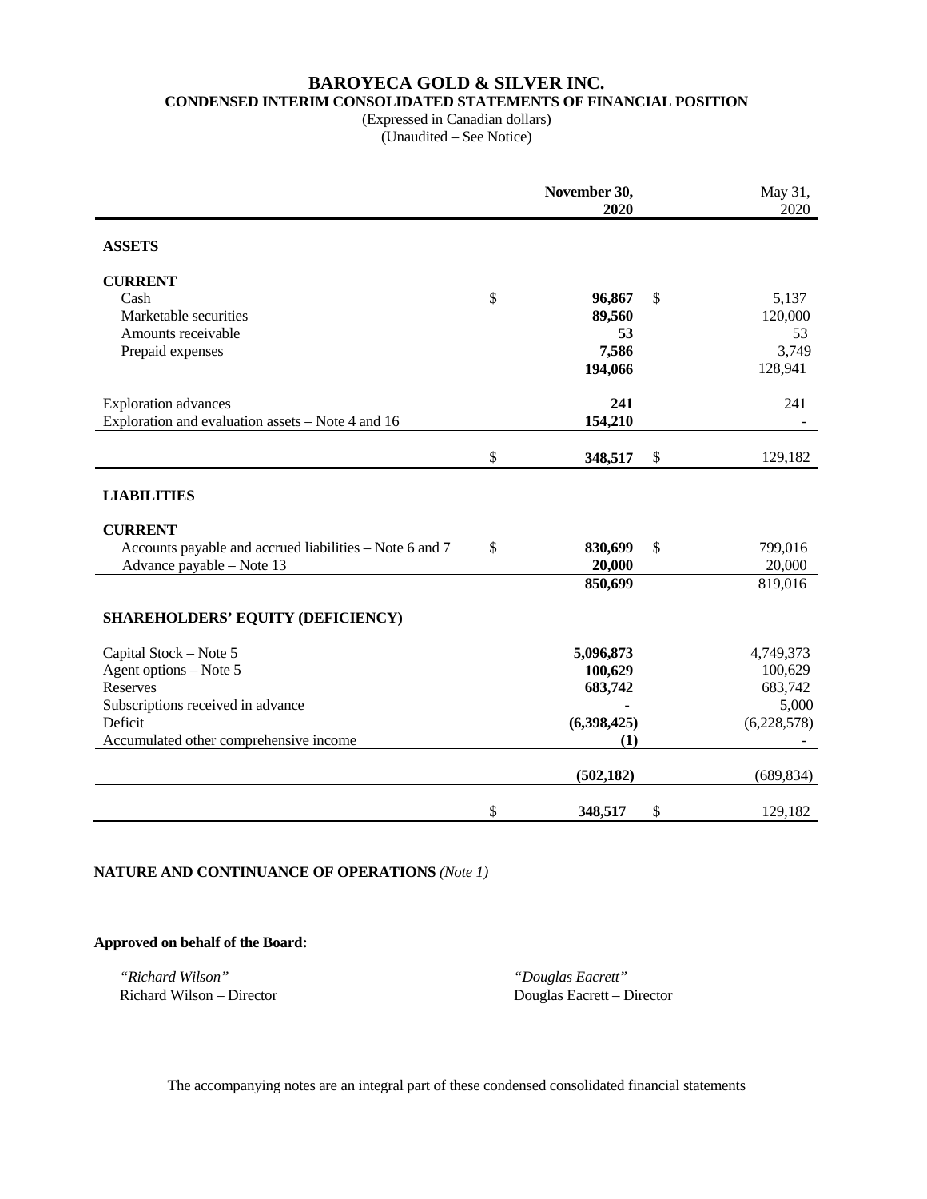# BAROYECA GOLD & SILVER INC.

## CONDENSED INTERIM CONSOLIDATED STATEMENTS OF FINANCIAL POSITION

(Expressed in Canadian dollars)
(Unaudited – See Notice)

| | November 30, 2020 | May 31, 2020 |
|---|---|---|
| **ASSETS** | | |
| **CURRENT** | | |
| Cash | $ **96,867** | $ 5,137 |
| Marketable securities | **89,560** | 120,000 |
| Amounts receivable | **53** | 53 |
| Prepaid expenses | **7,586** | 3,749 |
| | **194,066** | 128,941 |
| Exploration advances | **241** | 241 |
| Exploration and evaluation assets – Note 4 and 16 | **154,210** | - |
| | $ **348,517** | $ 129,182 |
| **LIABILITIES** | | |
| **CURRENT** | | |
| Accounts payable and accrued liabilities – Note 6 and 7 | $ **830,699** | $ 799,016 |
| Advance payable – Note 13 | **20,000** | 20,000 |
| | **850,699** | 819,016 |
| **SHAREHOLDERS' EQUITY (DEFICIENCY)** | | |
| Capital Stock – Note 5 | **5,096,873** | 4,749,373 |
| Agent options – Note 5 | **100,629** | 100,629 |
| Reserves | **683,742** | 683,742 |
| Subscriptions received in advance | **-** | 5,000 |
| Deficit | **(6,398,425)** | (6,228,578) |
| Accumulated other comprehensive income | **(1)** | - |
| | **(502,182)** | (689,834) |
| | $ **348,517** | $ 129,182 |

**NATURE AND CONTINUANCE OF OPERATIONS** *(Note 1)*

**Approved on behalf of the Board:**

*"Richard Wilson"*
Richard Wilson – Director

*"Douglas Eacrett"*
Douglas Eacrett – Director

The accompanying notes are an integral part of these condensed consolidated financial statements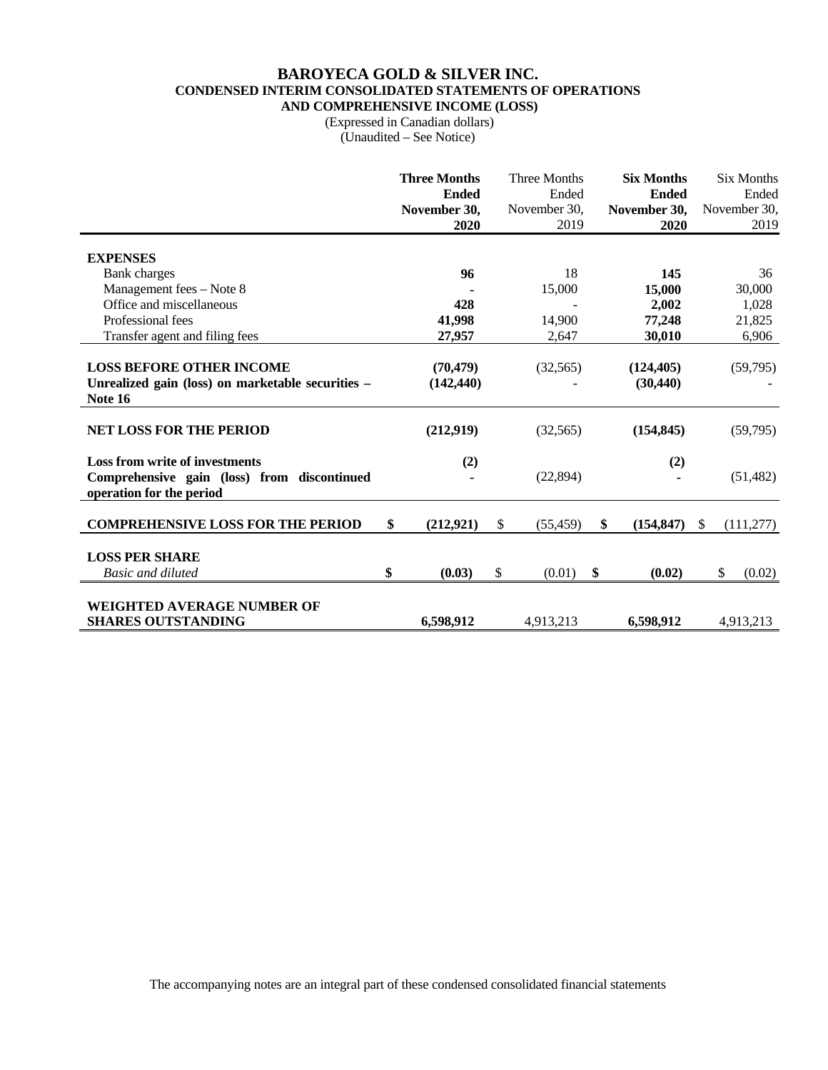# BAROYECA GOLD & SILVER INC.
## CONDENSED INTERIM CONSOLIDATED STATEMENTS OF OPERATIONS AND COMPREHENSIVE INCOME (LOSS)

(Expressed in Canadian dollars)
(Unaudited – See Notice)

| | **Three Months Ended November 30, 2020** | Three Months Ended November 30, 2019 | **Six Months Ended November 30, 2020** | Six Months Ended November 30, 2019 |
|---|---|---|---|---|
| **EXPENSES** | | | | |
| Bank charges | **96** | 18 | **145** | 36 |
| Management fees – Note 8 | **-** | 15,000 | **15,000** | 30,000 |
| Office and miscellaneous | **428** | - | **2,002** | 1,028 |
| Professional fees | **41,998** | 14,900 | **77,248** | 21,825 |
| Transfer agent and filing fees | **27,957** | 2,647 | **30,010** | 6,906 |
| **LOSS BEFORE OTHER INCOME** | **(70,479)** | (32,565) | **(124,405)** | (59,795) |
| **Unrealized gain (loss) on marketable securities – Note 16** | **(142,440)** | - | **(30,440)** | - |
| **NET LOSS FOR THE PERIOD** | **(212,919)** | (32,565) | **(154,845)** | (59,795) |
| **Loss from write of investments** | **(2)** | | **(2)** | |
| **Comprehensive gain (loss) from discontinued operation for the period** | **-** | (22,894) | **-** | (51,482) |
| **COMPREHENSIVE LOSS FOR THE PERIOD** | **$ (212,921)** | $ (55,459) | **$ (154,847)** | $ (111,277) |
| **LOSS PER SHARE** | | | | |
| *Basic and diluted* | **$ (0.03)** | $ (0.01) | **$ (0.02)** | $ (0.02) |
| **WEIGHTED AVERAGE NUMBER OF SHARES OUTSTANDING** | **6,598,912** | 4,913,213 | **6,598,912** | 4,913,213 |

The accompanying notes are an integral part of these condensed consolidated financial statements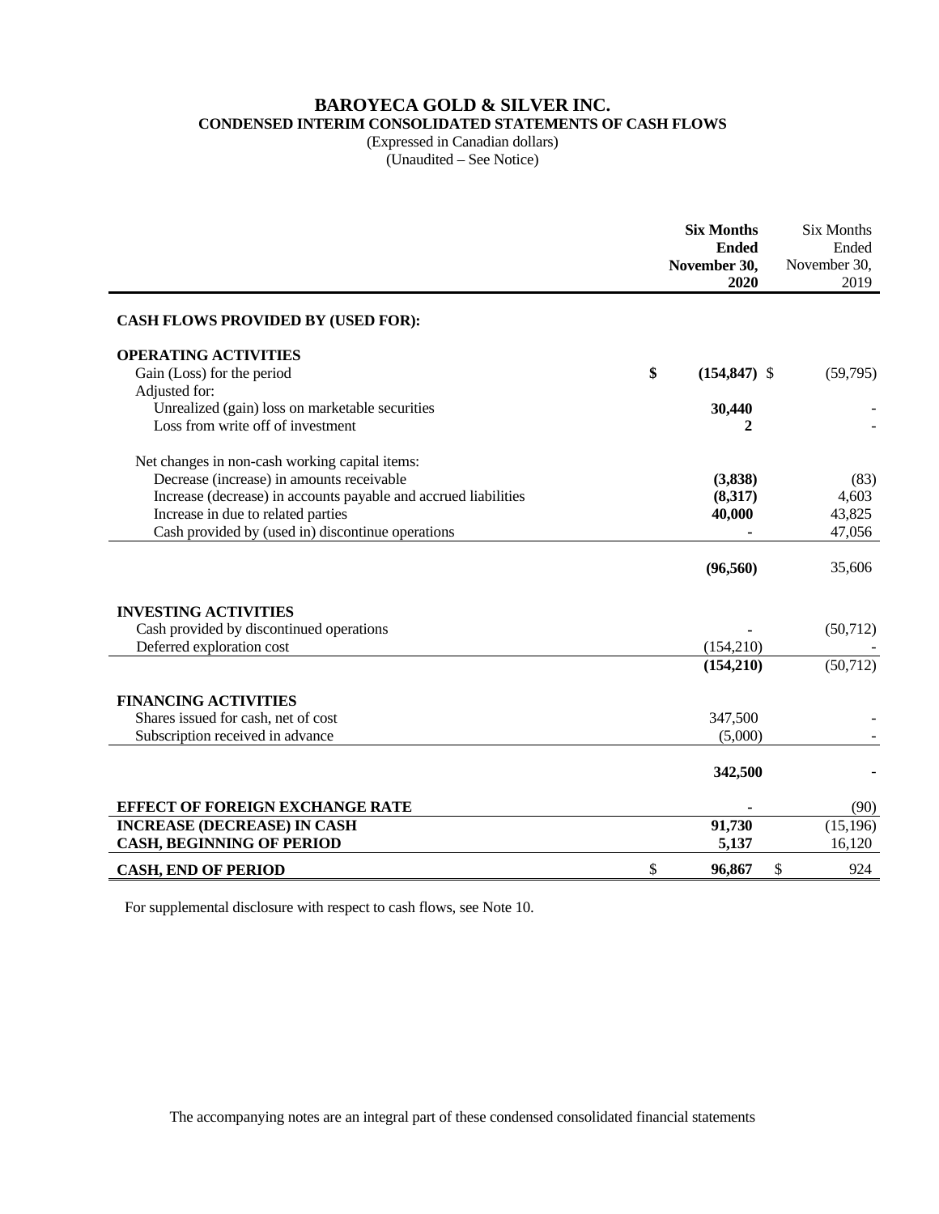# BAROYECA GOLD & SILVER INC.

## CONDENSED INTERIM CONSOLIDATED STATEMENTS OF CASH FLOWS

(Expressed in Canadian dollars)
(Unaudited – See Notice)

| | **Six Months Ended November 30, 2020** | Six Months Ended November 30, 2019 |
|---|---|---|
| **CASH FLOWS PROVIDED BY (USED FOR):** | | |
| **OPERATING ACTIVITIES** | | |
| Gain (Loss) for the period | **$ (154,847)** | $ (59,795) |
| Adjusted for: | | |
| Unrealized (gain) loss on marketable securities | **30,440** | - |
| Loss from write off of investment | **2** | - |
| Net changes in non-cash working capital items: | | |
| Decrease (increase) in amounts receivable | **(3,838)** | (83) |
| Increase (decrease) in accounts payable and accrued liabilities | **(8,317)** | 4,603 |
| Increase in due to related parties | **40,000** | 43,825 |
| Cash provided by (used in) discontinue operations | **-** | 47,056 |
| | **(96,560)** | 35,606 |
| **INVESTING ACTIVITIES** | | |
| Cash provided by discontinued operations | **-** | (50,712) |
| Deferred exploration cost | (154,210) | - |
| | **(154,210)** | (50,712) |
| **FINANCING ACTIVITIES** | | |
| Shares issued for cash, net of cost | 347,500 | - |
| Subscription received in advance | (5,000) | - |
| | **342,500** | - |
| **EFFECT OF FOREIGN EXCHANGE RATE** | **-** | (90) |
| **INCREASE (DECREASE) IN CASH** | **91,730** | (15,196) |
| **CASH, BEGINNING OF PERIOD** | **5,137** | 16,120 |
| **CASH, END OF PERIOD** | **$ 96,867** | $ 924 |

For supplemental disclosure with respect to cash flows, see Note 10.

The accompanying notes are an integral part of these condensed consolidated financial statements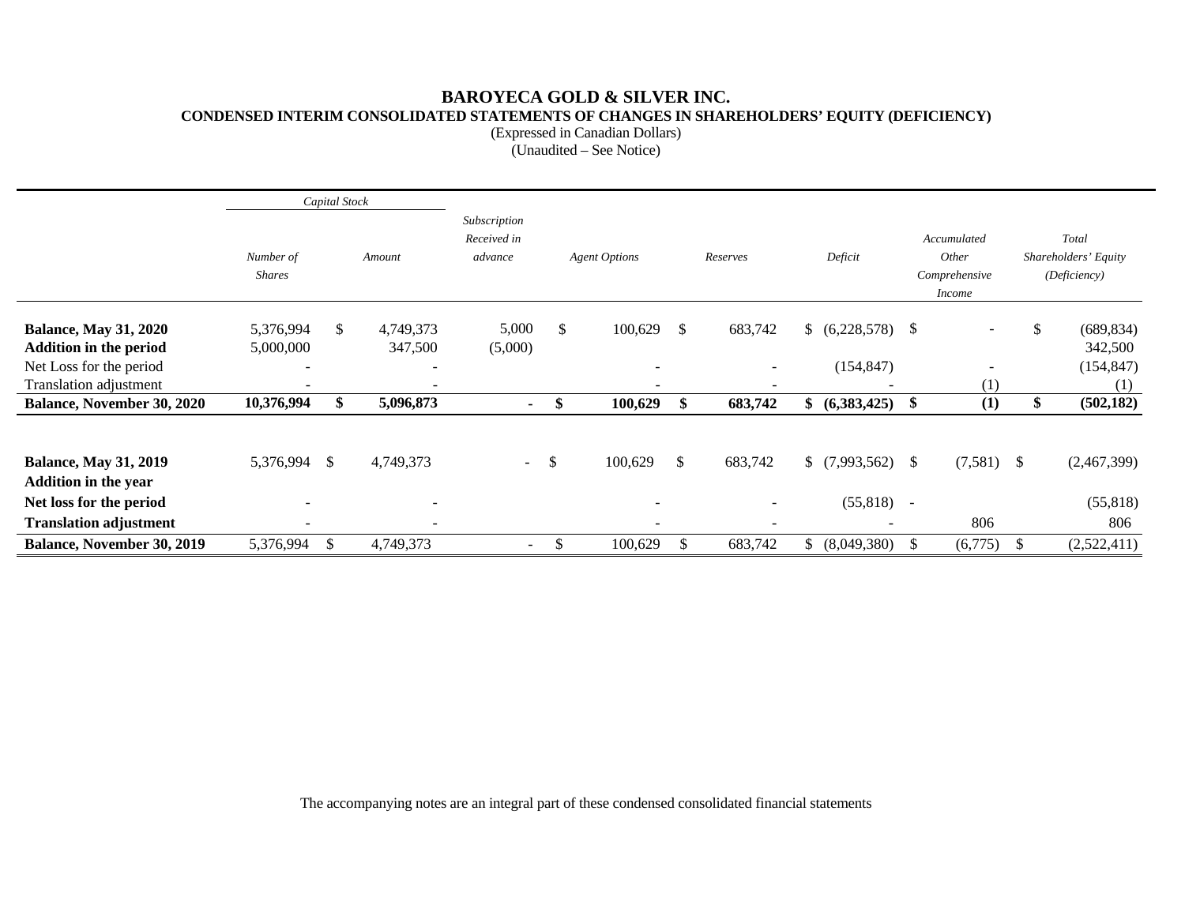# BAROYECA GOLD & SILVER INC.

## CONDENSED INTERIM CONSOLIDATED STATEMENTS OF CHANGES IN SHAREHOLDERS' EQUITY (DEFICIENCY)

(Expressed in Canadian Dollars)
(Unaudited – See Notice)

| | *Capital Stock* | | | | | | | |
|---|---|---|---|---|---|---|---|---|
| | *Number of Shares* | *Amount* | *Subscription Received in advance* | *Agent Options* | *Reserves* | *Deficit* | *Accumulated Other Comprehensive Income* | *Total Shareholders' Equity (Deficiency)* |
| **Balance, May 31, 2020** | 5,376,994 | $ 4,749,373 | 5,000 | $ 100,629 | $ 683,742 | $ (6,228,578) | $ - | $ (689,834) |
| **Addition in the period** | 5,000,000 | 347,500 | (5,000) | | | | | 342,500 |
| Net Loss for the period | - | - | | - | - | (154,847) | - | (154,847) |
| Translation adjustment | - | - | | - | - | - | (1) | (1) |
| **Balance, November 30, 2020** | **10,376,994** | **$ 5,096,873** | **-** | **$ 100,629** | **$ 683,742** | **$ (6,383,425)** | **$ (1)** | **$ (502,182)** |
| | | | | | | | | |
| **Balance, May 31, 2019** | 5,376,994 | $ 4,749,373 | - | $ 100,629 | $ 683,742 | $ (7,993,562) | $ (7,581) | $ (2,467,399) |
| **Addition in the year** | | | | | | | | |
| **Net loss for the period** | - | - | | - | - | (55,818) | - | (55,818) |
| **Translation adjustment** | - | - | | - | - | - | 806 | 806 |
| **Balance, November 30, 2019** | 5,376,994 | $ 4,749,373 | - | $ 100,629 | $ 683,742 | $ (8,049,380) | $ (6,775) | $ (2,522,411) |

The accompanying notes are an integral part of these condensed consolidated financial statements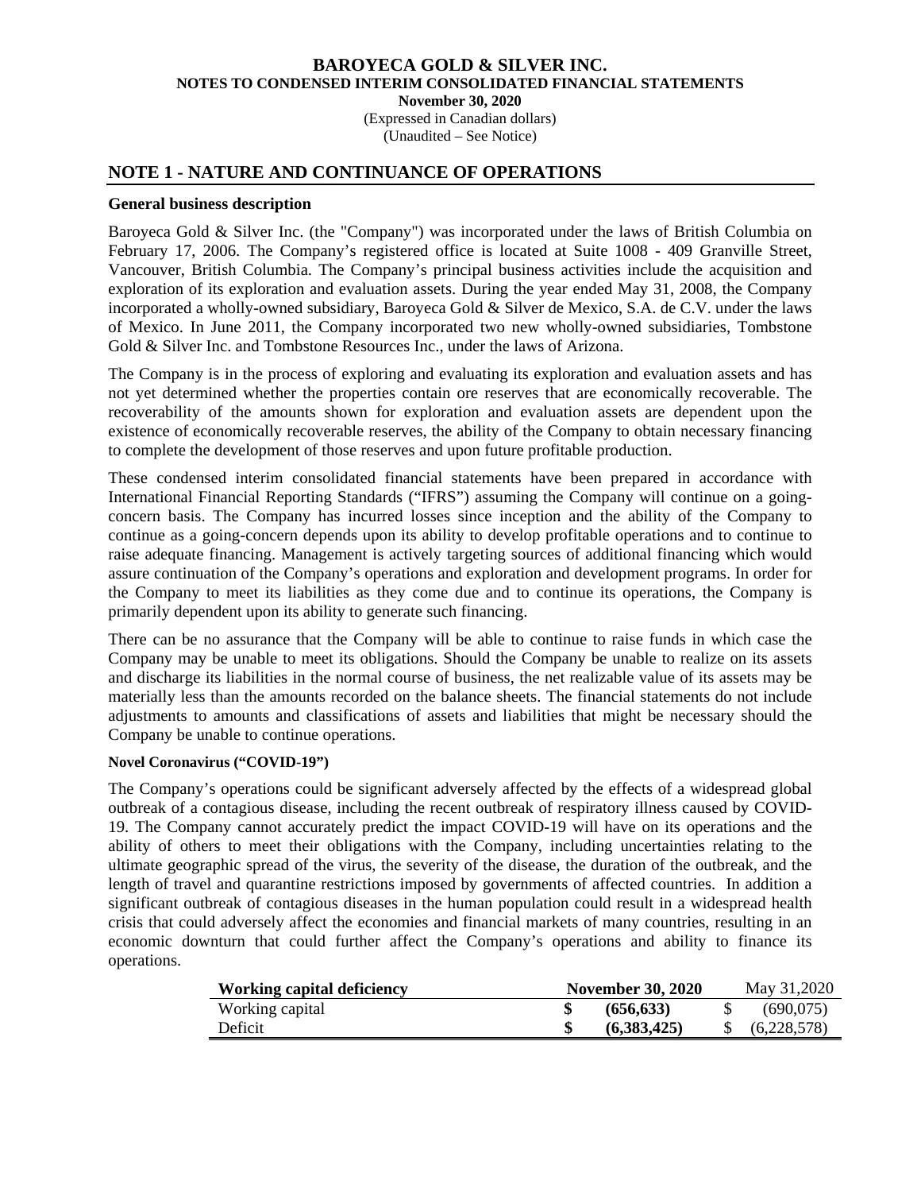## NOTE 1 - NATURE AND CONTINUANCE OF OPERATIONS

### General business description

Baroyeca Gold & Silver Inc. (the "Company") was incorporated under the laws of British Columbia on February 17, 2006. The Company's registered office is located at Suite 1008 - 409 Granville Street, Vancouver, British Columbia. The Company's principal business activities include the acquisition and exploration of its exploration and evaluation assets. During the year ended May 31, 2008, the Company incorporated a wholly-owned subsidiary, Baroyeca Gold & Silver de Mexico, S.A. de C.V. under the laws of Mexico. In June 2011, the Company incorporated two new wholly-owned subsidiaries, Tombstone Gold & Silver Inc. and Tombstone Resources Inc., under the laws of Arizona.

The Company is in the process of exploring and evaluating its exploration and evaluation assets and has not yet determined whether the properties contain ore reserves that are economically recoverable. The recoverability of the amounts shown for exploration and evaluation assets are dependent upon the existence of economically recoverable reserves, the ability of the Company to obtain necessary financing to complete the development of those reserves and upon future profitable production.

These condensed interim consolidated financial statements have been prepared in accordance with International Financial Reporting Standards ("IFRS") assuming the Company will continue on a going-concern basis. The Company has incurred losses since inception and the ability of the Company to continue as a going-concern depends upon its ability to develop profitable operations and to continue to raise adequate financing. Management is actively targeting sources of additional financing which would assure continuation of the Company's operations and exploration and development programs. In order for the Company to meet its liabilities as they come due and to continue its operations, the Company is primarily dependent upon its ability to generate such financing.

There can be no assurance that the Company will be able to continue to raise funds in which case the Company may be unable to meet its obligations. Should the Company be unable to realize on its assets and discharge its liabilities in the normal course of business, the net realizable value of its assets may be materially less than the amounts recorded on the balance sheets. The financial statements do not include adjustments to amounts and classifications of assets and liabilities that might be necessary should the Company be unable to continue operations.

#### Novel Coronavirus ("COVID-19")

The Company's operations could be significant adversely affected by the effects of a widespread global outbreak of a contagious disease, including the recent outbreak of respiratory illness caused by COVID-19. The Company cannot accurately predict the impact COVID-19 will have on its operations and the ability of others to meet their obligations with the Company, including uncertainties relating to the ultimate geographic spread of the virus, the severity of the disease, the duration of the outbreak, and the length of travel and quarantine restrictions imposed by governments of affected countries. In addition a significant outbreak of contagious diseases in the human population could result in a widespread health crisis that could adversely affect the economies and financial markets of many countries, resulting in an economic downturn that could further affect the Company's operations and ability to finance its operations.

| Working capital deficiency | November 30, 2020 | May 31,2020 |
|---|---|---|
| Working capital | **$ (656,633)** | $ (690,075) |
| Deficit | **$ (6,383,425)** | $ (6,228,578) |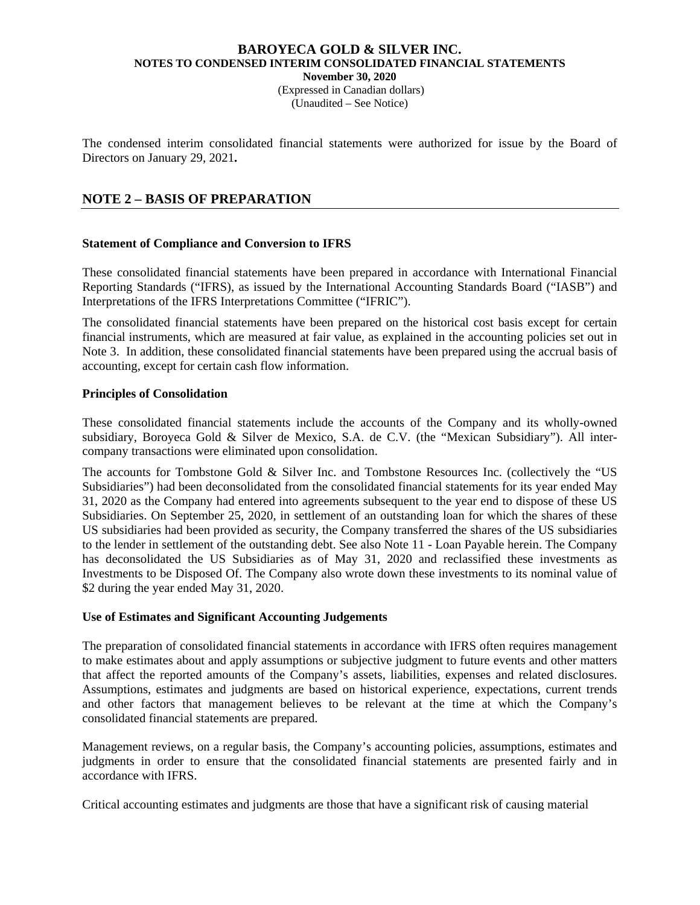The condensed interim consolidated financial statements were authorized for issue by the Board of Directors on January 29, 2021**.**

## NOTE 2 – BASIS OF PREPARATION

### Statement of Compliance and Conversion to IFRS

These consolidated financial statements have been prepared in accordance with International Financial Reporting Standards ("IFRS), as issued by the International Accounting Standards Board ("IASB") and Interpretations of the IFRS Interpretations Committee ("IFRIC").

The consolidated financial statements have been prepared on the historical cost basis except for certain financial instruments, which are measured at fair value, as explained in the accounting policies set out in Note 3. In addition, these consolidated financial statements have been prepared using the accrual basis of accounting, except for certain cash flow information.

### Principles of Consolidation

These consolidated financial statements include the accounts of the Company and its wholly-owned subsidiary, Boroyeca Gold & Silver de Mexico, S.A. de C.V. (the "Mexican Subsidiary"). All inter-company transactions were eliminated upon consolidation.

The accounts for Tombstone Gold & Silver Inc. and Tombstone Resources Inc. (collectively the "US Subsidiaries") had been deconsolidated from the consolidated financial statements for its year ended May 31, 2020 as the Company had entered into agreements subsequent to the year end to dispose of these US Subsidiaries. On September 25, 2020, in settlement of an outstanding loan for which the shares of these US subsidiaries had been provided as security, the Company transferred the shares of the US subsidiaries to the lender in settlement of the outstanding debt. See also Note 11 - Loan Payable herein. The Company has deconsolidated the US Subsidiaries as of May 31, 2020 and reclassified these investments as Investments to be Disposed Of. The Company also wrote down these investments to its nominal value of $2 during the year ended May 31, 2020.

### Use of Estimates and Significant Accounting Judgements

The preparation of consolidated financial statements in accordance with IFRS often requires management to make estimates about and apply assumptions or subjective judgment to future events and other matters that affect the reported amounts of the Company's assets, liabilities, expenses and related disclosures. Assumptions, estimates and judgments are based on historical experience, expectations, current trends and other factors that management believes to be relevant at the time at which the Company's consolidated financial statements are prepared.

Management reviews, on a regular basis, the Company's accounting policies, assumptions, estimates and judgments in order to ensure that the consolidated financial statements are presented fairly and in accordance with IFRS.

Critical accounting estimates and judgments are those that have a significant risk of causing material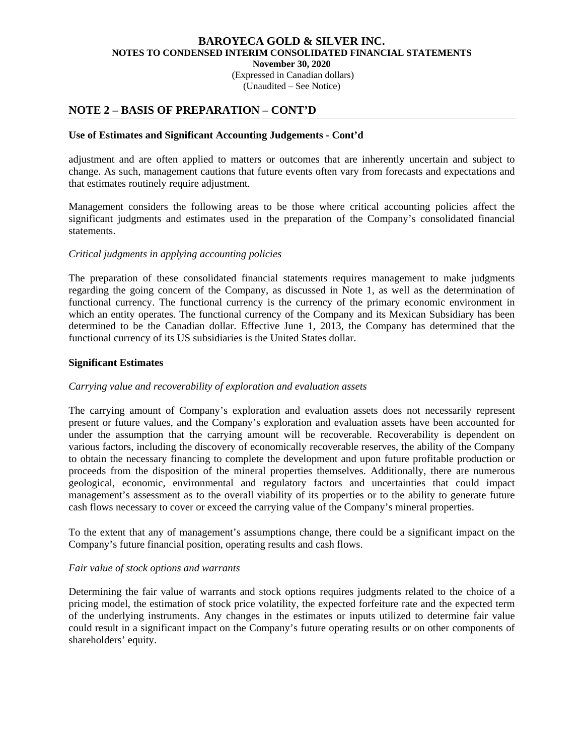## NOTE 2 – BASIS OF PREPARATION – CONT'D

**Use of Estimates and Significant Accounting Judgements - Cont'd**

adjustment and are often applied to matters or outcomes that are inherently uncertain and subject to change. As such, management cautions that future events often vary from forecasts and expectations and that estimates routinely require adjustment.

Management considers the following areas to be those where critical accounting policies affect the significant judgments and estimates used in the preparation of the Company's consolidated financial statements.

*Critical judgments in applying accounting policies*

The preparation of these consolidated financial statements requires management to make judgments regarding the going concern of the Company, as discussed in Note 1, as well as the determination of functional currency. The functional currency is the currency of the primary economic environment in which an entity operates. The functional currency of the Company and its Mexican Subsidiary has been determined to be the Canadian dollar. Effective June 1, 2013, the Company has determined that the functional currency of its US subsidiaries is the United States dollar.

**Significant Estimates**

*Carrying value and recoverability of exploration and evaluation assets*

The carrying amount of Company's exploration and evaluation assets does not necessarily represent present or future values, and the Company's exploration and evaluation assets have been accounted for under the assumption that the carrying amount will be recoverable. Recoverability is dependent on various factors, including the discovery of economically recoverable reserves, the ability of the Company to obtain the necessary financing to complete the development and upon future profitable production or proceeds from the disposition of the mineral properties themselves. Additionally, there are numerous geological, economic, environmental and regulatory factors and uncertainties that could impact management's assessment as to the overall viability of its properties or to the ability to generate future cash flows necessary to cover or exceed the carrying value of the Company's mineral properties.

To the extent that any of management's assumptions change, there could be a significant impact on the Company's future financial position, operating results and cash flows.

*Fair value of stock options and warrants*

Determining the fair value of warrants and stock options requires judgments related to the choice of a pricing model, the estimation of stock price volatility, the expected forfeiture rate and the expected term of the underlying instruments. Any changes in the estimates or inputs utilized to determine fair value could result in a significant impact on the Company's future operating results or on other components of shareholders' equity.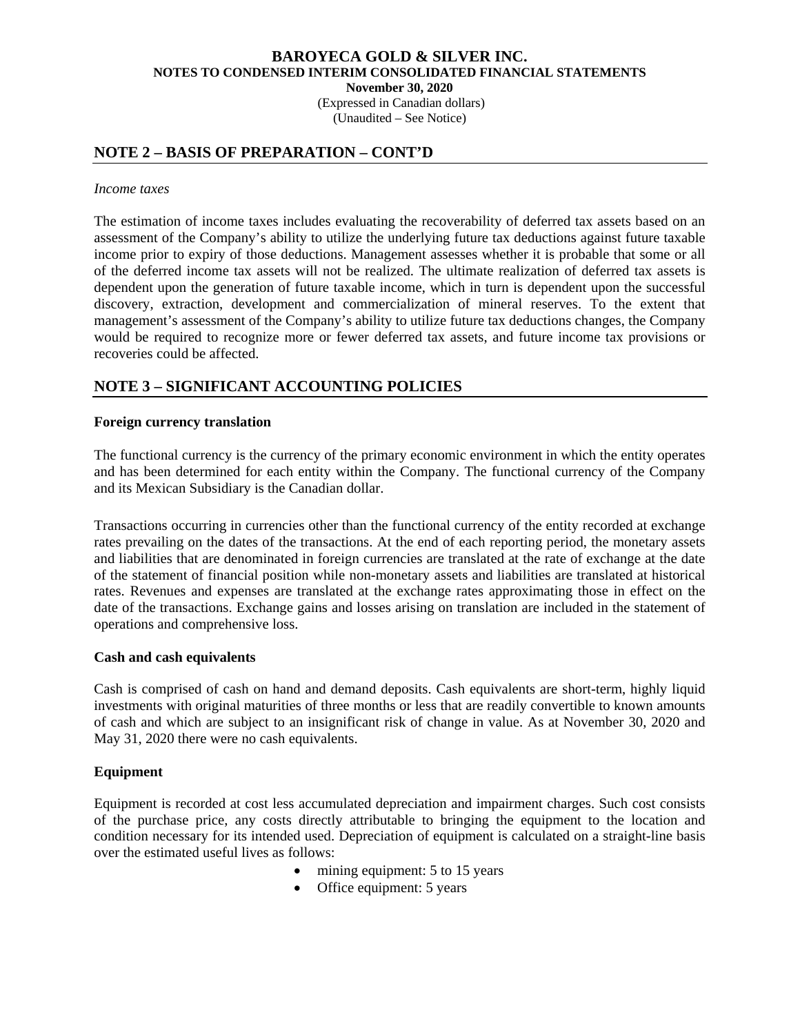## NOTE 2 – BASIS OF PREPARATION – CONT'D

*Income taxes*

The estimation of income taxes includes evaluating the recoverability of deferred tax assets based on an assessment of the Company's ability to utilize the underlying future tax deductions against future taxable income prior to expiry of those deductions. Management assesses whether it is probable that some or all of the deferred income tax assets will not be realized. The ultimate realization of deferred tax assets is dependent upon the generation of future taxable income, which in turn is dependent upon the successful discovery, extraction, development and commercialization of mineral reserves. To the extent that management's assessment of the Company's ability to utilize future tax deductions changes, the Company would be required to recognize more or fewer deferred tax assets, and future income tax provisions or recoveries could be affected.

## NOTE 3 – SIGNIFICANT ACCOUNTING POLICIES

**Foreign currency translation**

The functional currency is the currency of the primary economic environment in which the entity operates and has been determined for each entity within the Company. The functional currency of the Company and its Mexican Subsidiary is the Canadian dollar.

Transactions occurring in currencies other than the functional currency of the entity recorded at exchange rates prevailing on the dates of the transactions. At the end of each reporting period, the monetary assets and liabilities that are denominated in foreign currencies are translated at the rate of exchange at the date of the statement of financial position while non-monetary assets and liabilities are translated at historical rates. Revenues and expenses are translated at the exchange rates approximating those in effect on the date of the transactions. Exchange gains and losses arising on translation are included in the statement of operations and comprehensive loss.

**Cash and cash equivalents**

Cash is comprised of cash on hand and demand deposits. Cash equivalents are short-term, highly liquid investments with original maturities of three months or less that are readily convertible to known amounts of cash and which are subject to an insignificant risk of change in value. As at November 30, 2020 and May 31, 2020 there were no cash equivalents.

**Equipment**

Equipment is recorded at cost less accumulated depreciation and impairment charges. Such cost consists of the purchase price, any costs directly attributable to bringing the equipment to the location and condition necessary for its intended used. Depreciation of equipment is calculated on a straight-line basis over the estimated useful lives as follows:

- mining equipment: 5 to 15 years
- Office equipment: 5 years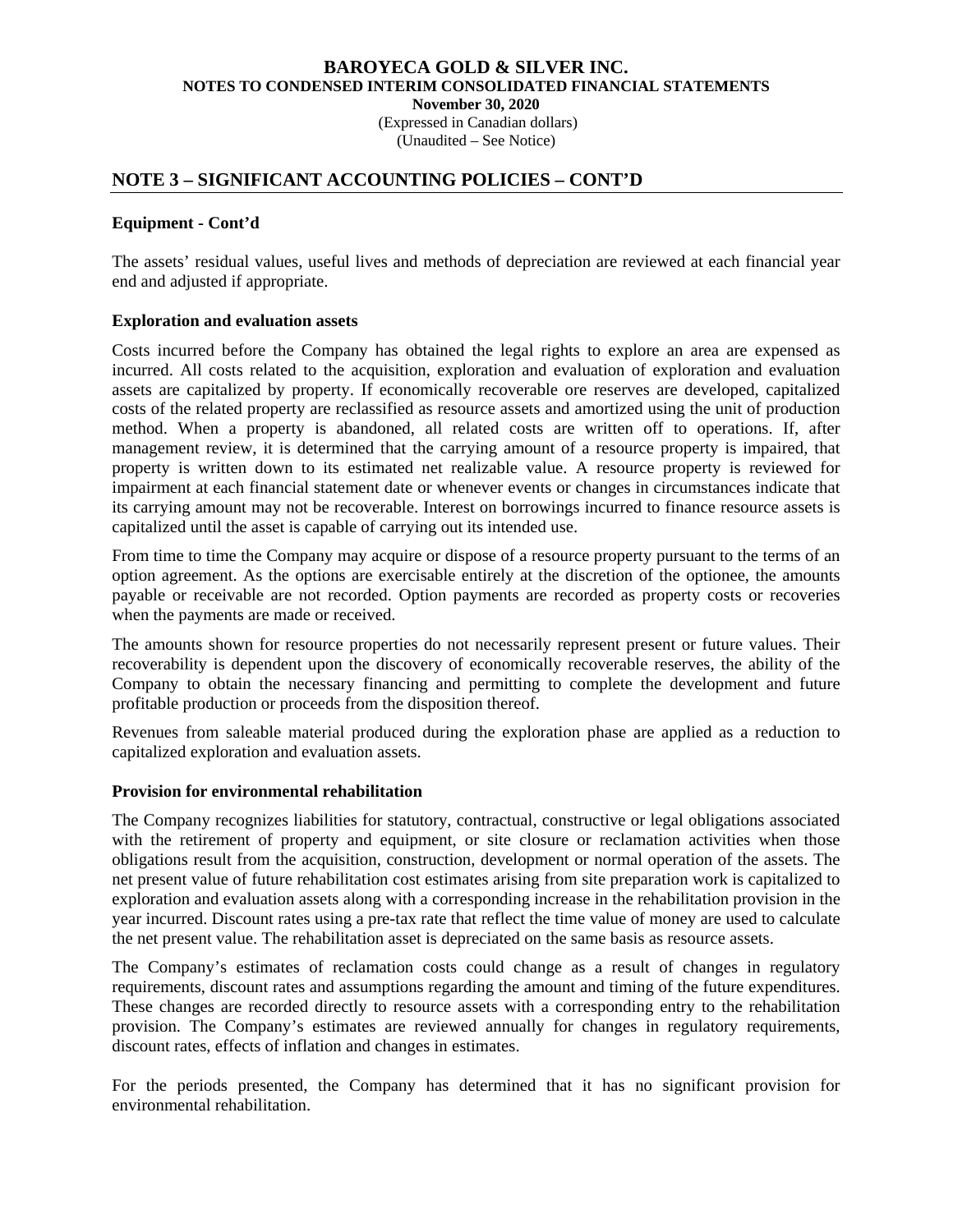## NOTE 3 – SIGNIFICANT ACCOUNTING POLICIES – CONT'D

### Equipment - Cont'd

The assets' residual values, useful lives and methods of depreciation are reviewed at each financial year end and adjusted if appropriate.

### Exploration and evaluation assets

Costs incurred before the Company has obtained the legal rights to explore an area are expensed as incurred. All costs related to the acquisition, exploration and evaluation of exploration and evaluation assets are capitalized by property. If economically recoverable ore reserves are developed, capitalized costs of the related property are reclassified as resource assets and amortized using the unit of production method. When a property is abandoned, all related costs are written off to operations. If, after management review, it is determined that the carrying amount of a resource property is impaired, that property is written down to its estimated net realizable value. A resource property is reviewed for impairment at each financial statement date or whenever events or changes in circumstances indicate that its carrying amount may not be recoverable. Interest on borrowings incurred to finance resource assets is capitalized until the asset is capable of carrying out its intended use.

From time to time the Company may acquire or dispose of a resource property pursuant to the terms of an option agreement. As the options are exercisable entirely at the discretion of the optionee, the amounts payable or receivable are not recorded. Option payments are recorded as property costs or recoveries when the payments are made or received.

The amounts shown for resource properties do not necessarily represent present or future values. Their recoverability is dependent upon the discovery of economically recoverable reserves, the ability of the Company to obtain the necessary financing and permitting to complete the development and future profitable production or proceeds from the disposition thereof.

Revenues from saleable material produced during the exploration phase are applied as a reduction to capitalized exploration and evaluation assets.

### Provision for environmental rehabilitation

The Company recognizes liabilities for statutory, contractual, constructive or legal obligations associated with the retirement of property and equipment, or site closure or reclamation activities when those obligations result from the acquisition, construction, development or normal operation of the assets. The net present value of future rehabilitation cost estimates arising from site preparation work is capitalized to exploration and evaluation assets along with a corresponding increase in the rehabilitation provision in the year incurred. Discount rates using a pre-tax rate that reflect the time value of money are used to calculate the net present value. The rehabilitation asset is depreciated on the same basis as resource assets.

The Company's estimates of reclamation costs could change as a result of changes in regulatory requirements, discount rates and assumptions regarding the amount and timing of the future expenditures. These changes are recorded directly to resource assets with a corresponding entry to the rehabilitation provision. The Company's estimates are reviewed annually for changes in regulatory requirements, discount rates, effects of inflation and changes in estimates.

For the periods presented, the Company has determined that it has no significant provision for environmental rehabilitation.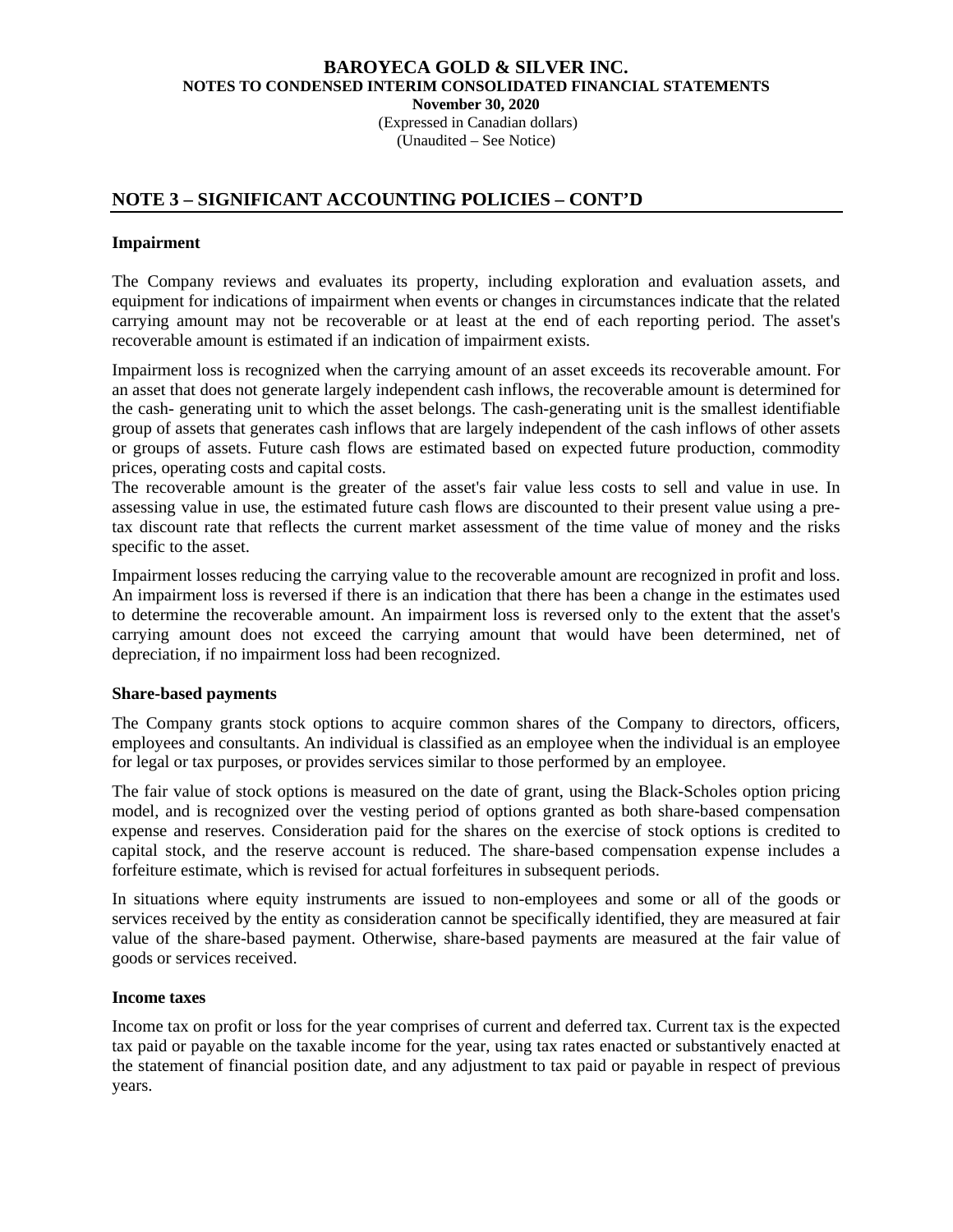## NOTE 3 – SIGNIFICANT ACCOUNTING POLICIES – CONT'D

### Impairment

The Company reviews and evaluates its property, including exploration and evaluation assets, and equipment for indications of impairment when events or changes in circumstances indicate that the related carrying amount may not be recoverable or at least at the end of each reporting period. The asset's recoverable amount is estimated if an indication of impairment exists.

Impairment loss is recognized when the carrying amount of an asset exceeds its recoverable amount. For an asset that does not generate largely independent cash inflows, the recoverable amount is determined for the cash- generating unit to which the asset belongs. The cash-generating unit is the smallest identifiable group of assets that generates cash inflows that are largely independent of the cash inflows of other assets or groups of assets. Future cash flows are estimated based on expected future production, commodity prices, operating costs and capital costs.
The recoverable amount is the greater of the asset's fair value less costs to sell and value in use. In assessing value in use, the estimated future cash flows are discounted to their present value using a pre-tax discount rate that reflects the current market assessment of the time value of money and the risks specific to the asset.

Impairment losses reducing the carrying value to the recoverable amount are recognized in profit and loss. An impairment loss is reversed if there is an indication that there has been a change in the estimates used to determine the recoverable amount. An impairment loss is reversed only to the extent that the asset's carrying amount does not exceed the carrying amount that would have been determined, net of depreciation, if no impairment loss had been recognized.

### Share-based payments

The Company grants stock options to acquire common shares of the Company to directors, officers, employees and consultants. An individual is classified as an employee when the individual is an employee for legal or tax purposes, or provides services similar to those performed by an employee.

The fair value of stock options is measured on the date of grant, using the Black-Scholes option pricing model, and is recognized over the vesting period of options granted as both share-based compensation expense and reserves. Consideration paid for the shares on the exercise of stock options is credited to capital stock, and the reserve account is reduced. The share-based compensation expense includes a forfeiture estimate, which is revised for actual forfeitures in subsequent periods.

In situations where equity instruments are issued to non-employees and some or all of the goods or services received by the entity as consideration cannot be specifically identified, they are measured at fair value of the share-based payment. Otherwise, share-based payments are measured at the fair value of goods or services received.

### Income taxes

Income tax on profit or loss for the year comprises of current and deferred tax. Current tax is the expected tax paid or payable on the taxable income for the year, using tax rates enacted or substantively enacted at the statement of financial position date, and any adjustment to tax paid or payable in respect of previous years.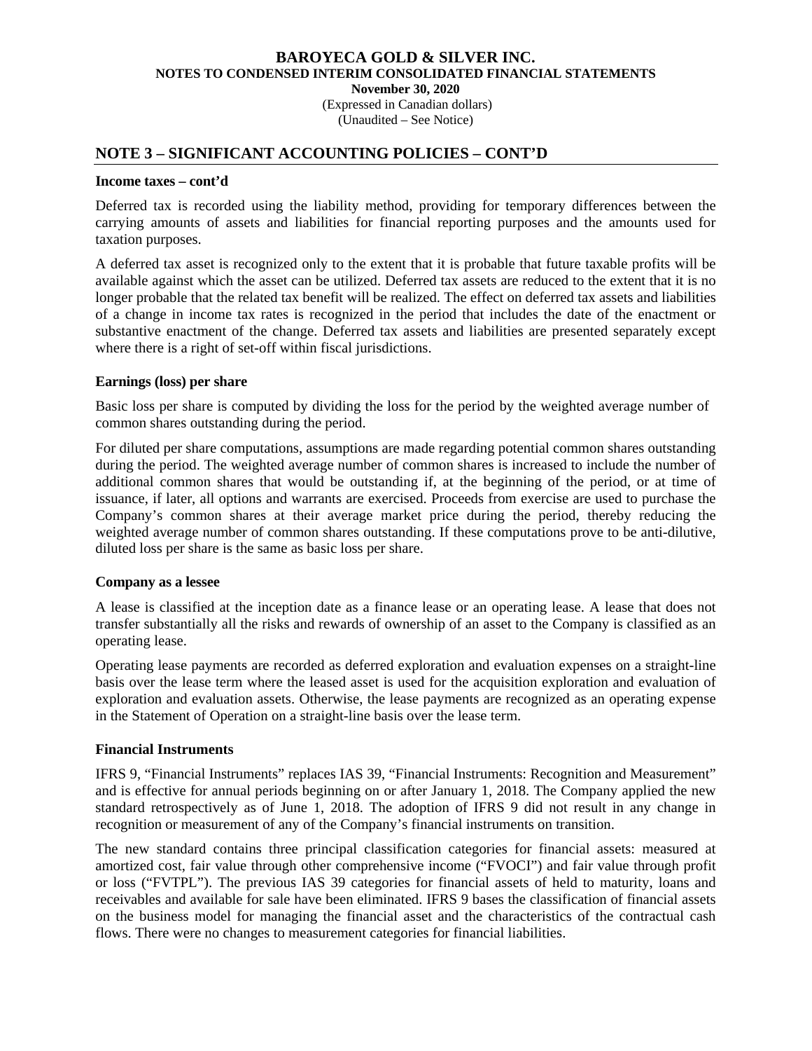## NOTE 3 – SIGNIFICANT ACCOUNTING POLICIES – CONT'D

**Income taxes – cont'd**

Deferred tax is recorded using the liability method, providing for temporary differences between the carrying amounts of assets and liabilities for financial reporting purposes and the amounts used for taxation purposes.

A deferred tax asset is recognized only to the extent that it is probable that future taxable profits will be available against which the asset can be utilized. Deferred tax assets are reduced to the extent that it is no longer probable that the related tax benefit will be realized. The effect on deferred tax assets and liabilities of a change in income tax rates is recognized in the period that includes the date of the enactment or substantive enactment of the change. Deferred tax assets and liabilities are presented separately except where there is a right of set-off within fiscal jurisdictions.

**Earnings (loss) per share**

Basic loss per share is computed by dividing the loss for the period by the weighted average number of common shares outstanding during the period.

For diluted per share computations, assumptions are made regarding potential common shares outstanding during the period. The weighted average number of common shares is increased to include the number of additional common shares that would be outstanding if, at the beginning of the period, or at time of issuance, if later, all options and warrants are exercised. Proceeds from exercise are used to purchase the Company's common shares at their average market price during the period, thereby reducing the weighted average number of common shares outstanding. If these computations prove to be anti-dilutive, diluted loss per share is the same as basic loss per share.

**Company as a lessee**

A lease is classified at the inception date as a finance lease or an operating lease. A lease that does not transfer substantially all the risks and rewards of ownership of an asset to the Company is classified as an operating lease.

Operating lease payments are recorded as deferred exploration and evaluation expenses on a straight-line basis over the lease term where the leased asset is used for the acquisition exploration and evaluation of exploration and evaluation assets. Otherwise, the lease payments are recognized as an operating expense in the Statement of Operation on a straight-line basis over the lease term.

**Financial Instruments**

IFRS 9, "Financial Instruments" replaces IAS 39, "Financial Instruments: Recognition and Measurement" and is effective for annual periods beginning on or after January 1, 2018. The Company applied the new standard retrospectively as of June 1, 2018. The adoption of IFRS 9 did not result in any change in recognition or measurement of any of the Company's financial instruments on transition.

The new standard contains three principal classification categories for financial assets: measured at amortized cost, fair value through other comprehensive income ("FVOCI") and fair value through profit or loss ("FVTPL"). The previous IAS 39 categories for financial assets of held to maturity, loans and receivables and available for sale have been eliminated. IFRS 9 bases the classification of financial assets on the business model for managing the financial asset and the characteristics of the contractual cash flows. There were no changes to measurement categories for financial liabilities.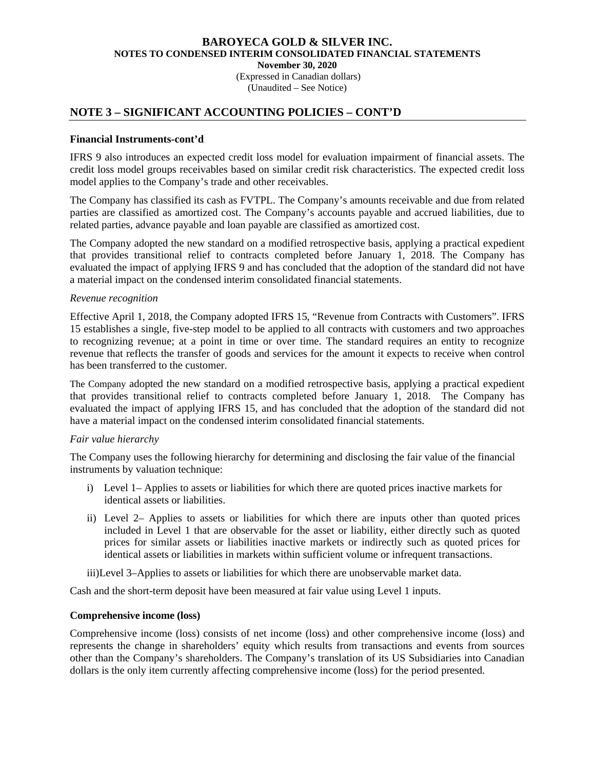## NOTE 3 – SIGNIFICANT ACCOUNTING POLICIES – CONT'D

**Financial Instruments-cont'd**

IFRS 9 also introduces an expected credit loss model for evaluation impairment of financial assets. The credit loss model groups receivables based on similar credit risk characteristics. The expected credit loss model applies to the Company's trade and other receivables.

The Company has classified its cash as FVTPL. The Company's amounts receivable and due from related parties are classified as amortized cost. The Company's accounts payable and accrued liabilities, due to related parties, advance payable and loan payable are classified as amortized cost.

The Company adopted the new standard on a modified retrospective basis, applying a practical expedient that provides transitional relief to contracts completed before January 1, 2018. The Company has evaluated the impact of applying IFRS 9 and has concluded that the adoption of the standard did not have a material impact on the condensed interim consolidated financial statements.

*Revenue recognition*

Effective April 1, 2018, the Company adopted IFRS 15, "Revenue from Contracts with Customers". IFRS 15 establishes a single, five-step model to be applied to all contracts with customers and two approaches to recognizing revenue; at a point in time or over time. The standard requires an entity to recognize revenue that reflects the transfer of goods and services for the amount it expects to receive when control has been transferred to the customer.

The Company adopted the new standard on a modified retrospective basis, applying a practical expedient that provides transitional relief to contracts completed before January 1, 2018. The Company has evaluated the impact of applying IFRS 15, and has concluded that the adoption of the standard did not have a material impact on the condensed interim consolidated financial statements.

*Fair value hierarchy*

The Company uses the following hierarchy for determining and disclosing the fair value of the financial instruments by valuation technique:

i) Level 1– Applies to assets or liabilities for which there are quoted prices inactive markets for identical assets or liabilities.

ii) Level 2– Applies to assets or liabilities for which there are inputs other than quoted prices included in Level 1 that are observable for the asset or liability, either directly such as quoted prices for similar assets or liabilities inactive markets or indirectly such as quoted prices for identical assets or liabilities in markets within sufficient volume or infrequent transactions.

iii)Level 3–Applies to assets or liabilities for which there are unobservable market data.

Cash and the short-term deposit have been measured at fair value using Level 1 inputs.

**Comprehensive income (loss)**

Comprehensive income (loss) consists of net income (loss) and other comprehensive income (loss) and represents the change in shareholders' equity which results from transactions and events from sources other than the Company's shareholders. The Company's translation of its US Subsidiaries into Canadian dollars is the only item currently affecting comprehensive income (loss) for the period presented.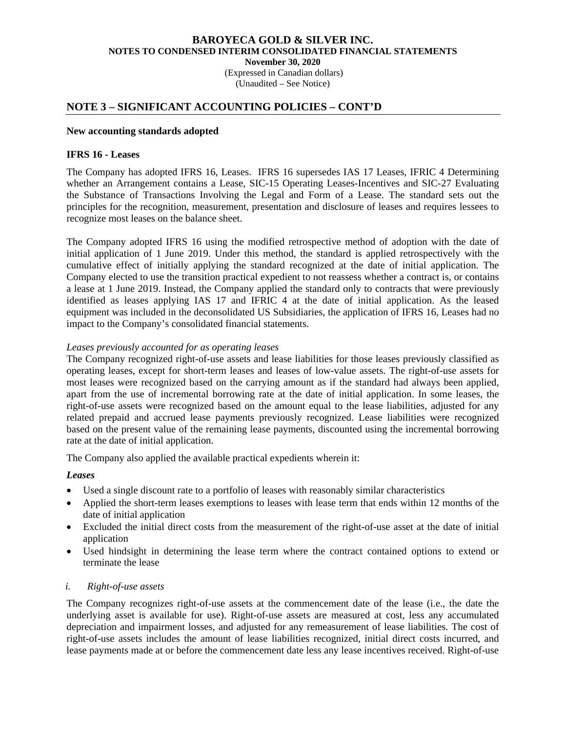## NOTE 3 – SIGNIFICANT ACCOUNTING POLICIES – CONT'D

**New accounting standards adopted**

**IFRS 16 - Leases**

The Company has adopted IFRS 16, Leases. IFRS 16 supersedes IAS 17 Leases, IFRIC 4 Determining whether an Arrangement contains a Lease, SIC-15 Operating Leases-Incentives and SIC-27 Evaluating the Substance of Transactions Involving the Legal and Form of a Lease. The standard sets out the principles for the recognition, measurement, presentation and disclosure of leases and requires lessees to recognize most leases on the balance sheet.

The Company adopted IFRS 16 using the modified retrospective method of adoption with the date of initial application of 1 June 2019. Under this method, the standard is applied retrospectively with the cumulative effect of initially applying the standard recognized at the date of initial application. The Company elected to use the transition practical expedient to not reassess whether a contract is, or contains a lease at 1 June 2019. Instead, the Company applied the standard only to contracts that were previously identified as leases applying IAS 17 and IFRIC 4 at the date of initial application. As the leased equipment was included in the deconsolidated US Subsidiaries, the application of IFRS 16, Leases had no impact to the Company's consolidated financial statements.

*Leases previously accounted for as operating leases*

The Company recognized right-of-use assets and lease liabilities for those leases previously classified as operating leases, except for short-term leases and leases of low-value assets. The right-of-use assets for most leases were recognized based on the carrying amount as if the standard had always been applied, apart from the use of incremental borrowing rate at the date of initial application. In some leases, the right-of-use assets were recognized based on the amount equal to the lease liabilities, adjusted for any related prepaid and accrued lease payments previously recognized. Lease liabilities were recognized based on the present value of the remaining lease payments, discounted using the incremental borrowing rate at the date of initial application.

The Company also applied the available practical expedients wherein it:

***Leases***

- Used a single discount rate to a portfolio of leases with reasonably similar characteristics
- Applied the short-term leases exemptions to leases with lease term that ends within 12 months of the date of initial application
- Excluded the initial direct costs from the measurement of the right-of-use asset at the date of initial application
- Used hindsight in determining the lease term where the contract contained options to extend or terminate the lease

*i. Right-of-use assets*

The Company recognizes right-of-use assets at the commencement date of the lease (i.e., the date the underlying asset is available for use). Right-of-use assets are measured at cost, less any accumulated depreciation and impairment losses, and adjusted for any remeasurement of lease liabilities. The cost of right-of-use assets includes the amount of lease liabilities recognized, initial direct costs incurred, and lease payments made at or before the commencement date less any lease incentives received. Right-of-use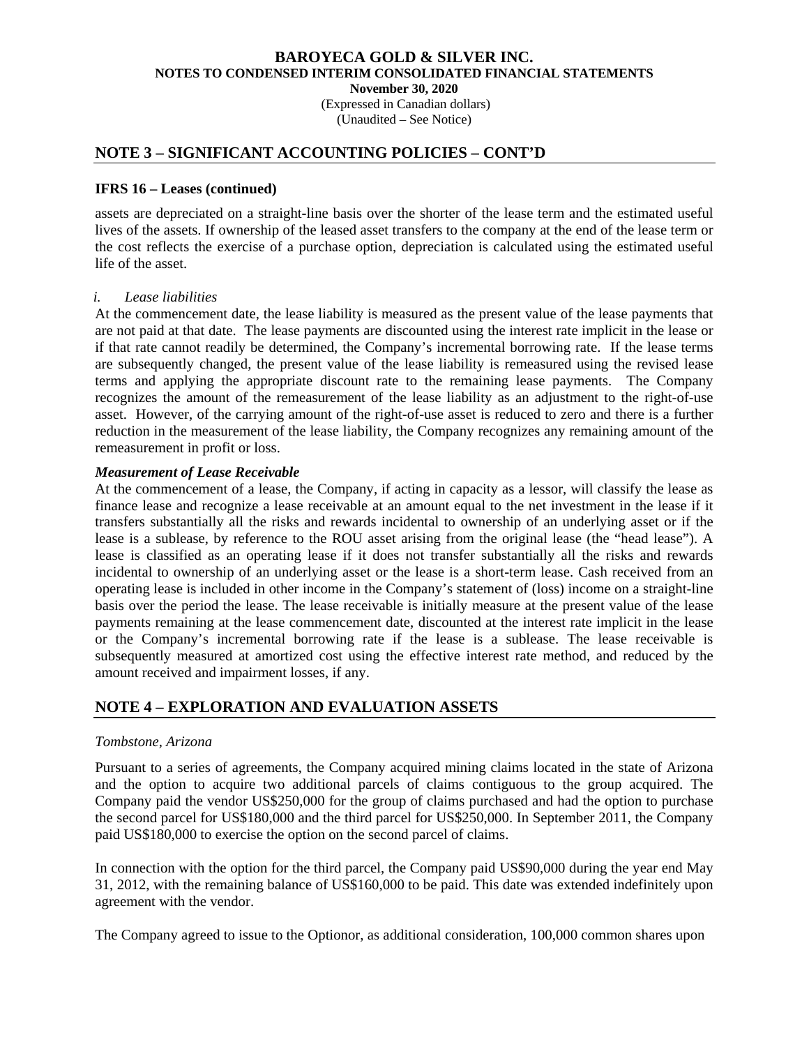## NOTE 3 – SIGNIFICANT ACCOUNTING POLICIES – CONT'D

### IFRS 16 – Leases (continued)

assets are depreciated on a straight-line basis over the shorter of the lease term and the estimated useful lives of the assets. If ownership of the leased asset transfers to the company at the end of the lease term or the cost reflects the exercise of a purchase option, depreciation is calculated using the estimated useful life of the asset.

*i. Lease liabilities*

At the commencement date, the lease liability is measured as the present value of the lease payments that are not paid at that date. The lease payments are discounted using the interest rate implicit in the lease or if that rate cannot readily be determined, the Company's incremental borrowing rate. If the lease terms are subsequently changed, the present value of the lease liability is remeasured using the revised lease terms and applying the appropriate discount rate to the remaining lease payments. The Company recognizes the amount of the remeasurement of the lease liability as an adjustment to the right-of-use asset. However, of the carrying amount of the right-of-use asset is reduced to zero and there is a further reduction in the measurement of the lease liability, the Company recognizes any remaining amount of the remeasurement in profit or loss.

***Measurement of Lease Receivable***

At the commencement of a lease, the Company, if acting in capacity as a lessor, will classify the lease as finance lease and recognize a lease receivable at an amount equal to the net investment in the lease if it transfers substantially all the risks and rewards incidental to ownership of an underlying asset or if the lease is a sublease, by reference to the ROU asset arising from the original lease (the "head lease"). A lease is classified as an operating lease if it does not transfer substantially all the risks and rewards incidental to ownership of an underlying asset or the lease is a short-term lease. Cash received from an operating lease is included in other income in the Company's statement of (loss) income on a straight-line basis over the period the lease. The lease receivable is initially measure at the present value of the lease payments remaining at the lease commencement date, discounted at the interest rate implicit in the lease or the Company's incremental borrowing rate if the lease is a sublease. The lease receivable is subsequently measured at amortized cost using the effective interest rate method, and reduced by the amount received and impairment losses, if any.

## NOTE 4 – EXPLORATION AND EVALUATION ASSETS

*Tombstone, Arizona*

Pursuant to a series of agreements, the Company acquired mining claims located in the state of Arizona and the option to acquire two additional parcels of claims contiguous to the group acquired. The Company paid the vendor US$250,000 for the group of claims purchased and had the option to purchase the second parcel for US$180,000 and the third parcel for US$250,000. In September 2011, the Company paid US$180,000 to exercise the option on the second parcel of claims.

In connection with the option for the third parcel, the Company paid US$90,000 during the year end May 31, 2012, with the remaining balance of US$160,000 to be paid. This date was extended indefinitely upon agreement with the vendor.

The Company agreed to issue to the Optionor, as additional consideration, 100,000 common shares upon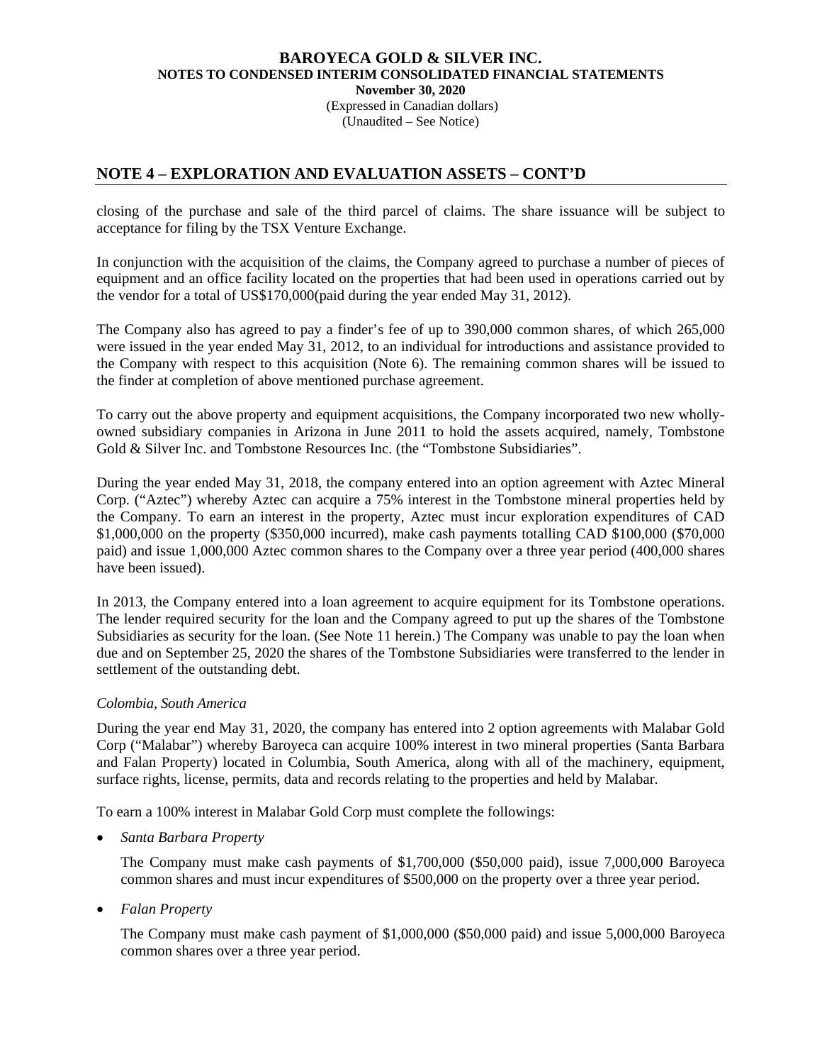## NOTE 4 – EXPLORATION AND EVALUATION ASSETS – CONT'D

closing of the purchase and sale of the third parcel of claims. The share issuance will be subject to acceptance for filing by the TSX Venture Exchange.

In conjunction with the acquisition of the claims, the Company agreed to purchase a number of pieces of equipment and an office facility located on the properties that had been used in operations carried out by the vendor for a total of US$170,000(paid during the year ended May 31, 2012).

The Company also has agreed to pay a finder's fee of up to 390,000 common shares, of which 265,000 were issued in the year ended May 31, 2012, to an individual for introductions and assistance provided to the Company with respect to this acquisition (Note 6). The remaining common shares will be issued to the finder at completion of above mentioned purchase agreement.

To carry out the above property and equipment acquisitions, the Company incorporated two new wholly-owned subsidiary companies in Arizona in June 2011 to hold the assets acquired, namely, Tombstone Gold & Silver Inc. and Tombstone Resources Inc. (the "Tombstone Subsidiaries".

During the year ended May 31, 2018, the company entered into an option agreement with Aztec Mineral Corp. ("Aztec") whereby Aztec can acquire a 75% interest in the Tombstone mineral properties held by the Company. To earn an interest in the property, Aztec must incur exploration expenditures of CAD $1,000,000 on the property ($350,000 incurred), make cash payments totalling CAD $100,000 ($70,000 paid) and issue 1,000,000 Aztec common shares to the Company over a three year period (400,000 shares have been issued).

In 2013, the Company entered into a loan agreement to acquire equipment for its Tombstone operations. The lender required security for the loan and the Company agreed to put up the shares of the Tombstone Subsidiaries as security for the loan. (See Note 11 herein.) The Company was unable to pay the loan when due and on September 25, 2020 the shares of the Tombstone Subsidiaries were transferred to the lender in settlement of the outstanding debt.

*Colombia, South America*

During the year end May 31, 2020, the company has entered into 2 option agreements with Malabar Gold Corp ("Malabar") whereby Baroyeca can acquire 100% interest in two mineral properties (Santa Barbara and Falan Property) located in Columbia, South America, along with all of the machinery, equipment, surface rights, license, permits, data and records relating to the properties and held by Malabar.

To earn a 100% interest in Malabar Gold Corp must complete the followings:

- *Santa Barbara Property*

  The Company must make cash payments of $1,700,000 ($50,000 paid), issue 7,000,000 Baroyeca common shares and must incur expenditures of $500,000 on the property over a three year period.

- *Falan Property*

  The Company must make cash payment of $1,000,000 ($50,000 paid) and issue 5,000,000 Baroyeca common shares over a three year period.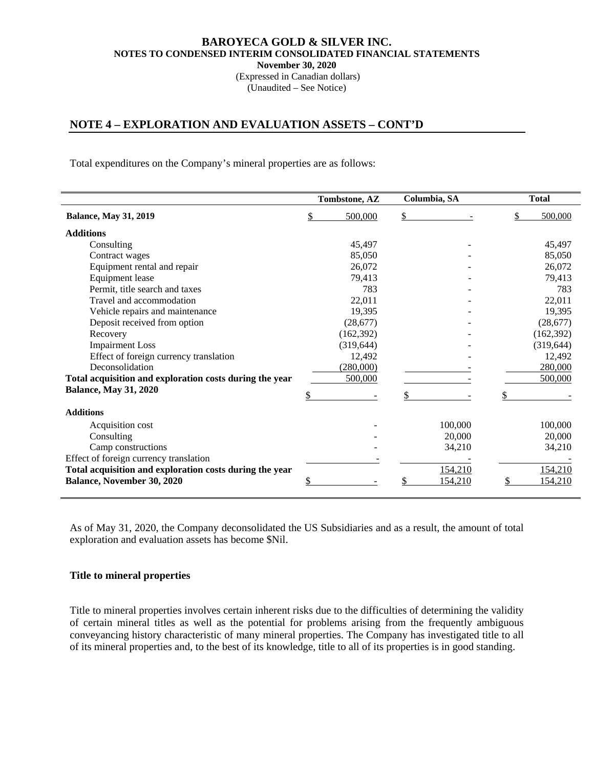# BAROYECA GOLD & SILVER INC.
## NOTES TO CONDENSED INTERIM CONSOLIDATED FINANCIAL STATEMENTS
**November 30, 2020**
(Expressed in Canadian dollars)
(Unaudited – See Notice)

## NOTE 4 – EXPLORATION AND EVALUATION ASSETS – CONT'D

Total expenditures on the Company's mineral properties are as follows:

| | Tombstone, AZ | Columbia, SA | Total |
|---|---|---|---|
| **Balance, May 31, 2019** | $ 500,000 | $ - | $ 500,000 |
| **Additions** | | | |
| Consulting | 45,497 | - | 45,497 |
| Contract wages | 85,050 | - | 85,050 |
| Equipment rental and repair | 26,072 | - | 26,072 |
| Equipment lease | 79,413 | - | 79,413 |
| Permit, title search and taxes | 783 | - | 783 |
| Travel and accommodation | 22,011 | - | 22,011 |
| Vehicle repairs and maintenance | 19,395 | - | 19,395 |
| Deposit received from option | (28,677) | - | (28,677) |
| Recovery | (162,392) | - | (162,392) |
| Impairment Loss | (319,644) | - | (319,644) |
| Effect of foreign currency translation | 12,492 | - | 12,492 |
| Deconsolidation | (280,000) | - | 280,000 |
| **Total acquisition and exploration costs during the year** | 500,000 | - | 500,000 |
| **Balance, May 31, 2020** | $ - | $ - | $ - |
| **Additions** | | | |
| Acquisition cost | - | 100,000 | 100,000 |
| Consulting | - | 20,000 | 20,000 |
| Camp constructions | - | 34,210 | 34,210 |
| Effect of foreign currency translation | - | - | - |
| **Total acquisition and exploration costs during the year** | | 154,210 | 154,210 |
| **Balance, November 30, 2020** | $ - | $ 154,210 | $ 154,210 |

As of May 31, 2020, the Company deconsolidated the US Subsidiaries and as a result, the amount of total exploration and evaluation assets has become $Nil.

### Title to mineral properties

Title to mineral properties involves certain inherent risks due to the difficulties of determining the validity of certain mineral titles as well as the potential for problems arising from the frequently ambiguous conveyancing history characteristic of many mineral properties. The Company has investigated title to all of its mineral properties and, to the best of its knowledge, title to all of its properties is in good standing.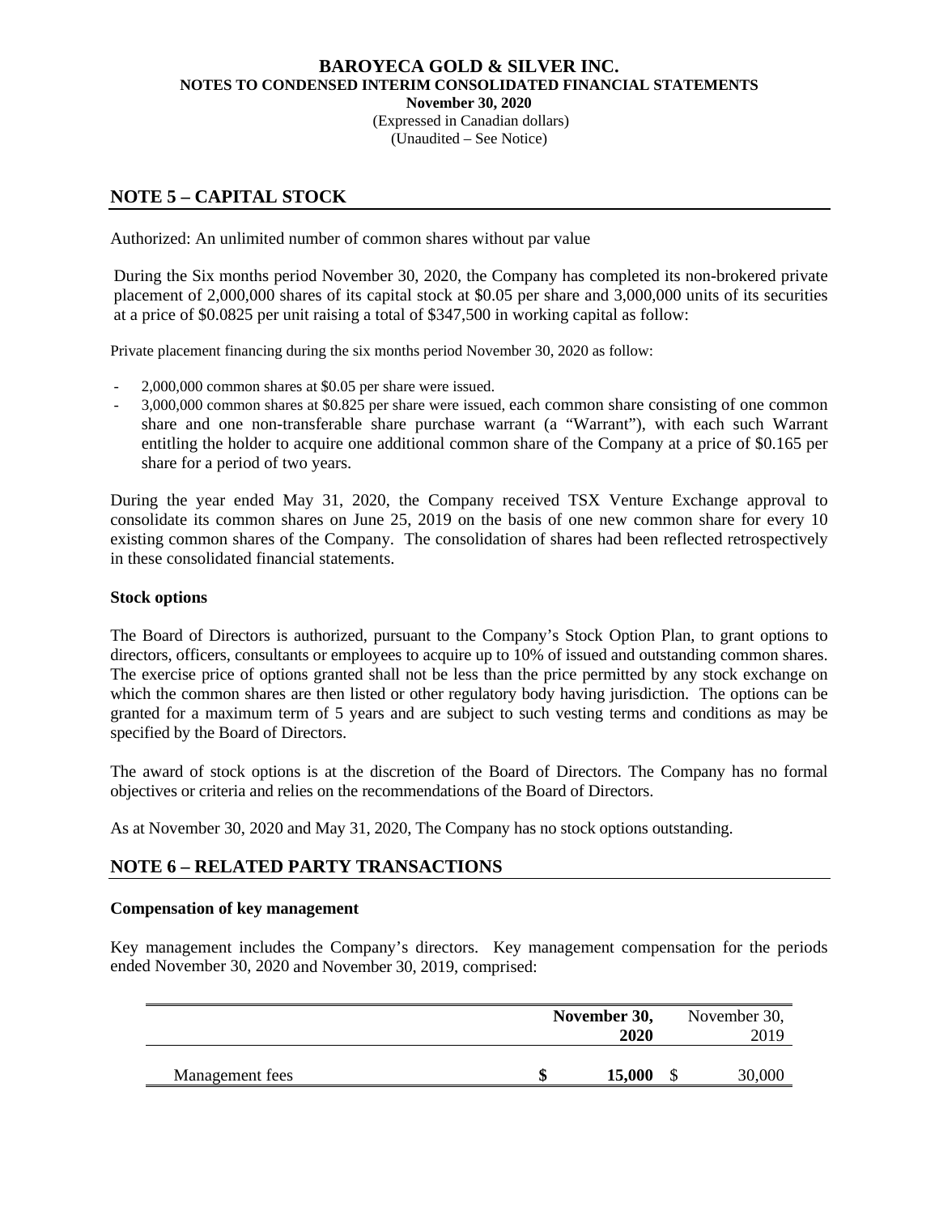## NOTE 5 – CAPITAL STOCK

Authorized: An unlimited number of common shares without par value

During the Six months period November 30, 2020, the Company has completed its non-brokered private placement of 2,000,000 shares of its capital stock at $0.05 per share and 3,000,000 units of its securities at a price of $0.0825 per unit raising a total of $347,500 in working capital as follow:

Private placement financing during the six months period November 30, 2020 as follow:

- 2,000,000 common shares at $0.05 per share were issued.
- 3,000,000 common shares at $0.825 per share were issued, each common share consisting of one common share and one non-transferable share purchase warrant (a "Warrant"), with each such Warrant entitling the holder to acquire one additional common share of the Company at a price of $0.165 per share for a period of two years.

During the year ended May 31, 2020, the Company received TSX Venture Exchange approval to consolidate its common shares on June 25, 2019 on the basis of one new common share for every 10 existing common shares of the Company. The consolidation of shares had been reflected retrospectively in these consolidated financial statements.

**Stock options**

The Board of Directors is authorized, pursuant to the Company's Stock Option Plan, to grant options to directors, officers, consultants or employees to acquire up to 10% of issued and outstanding common shares. The exercise price of options granted shall not be less than the price permitted by any stock exchange on which the common shares are then listed or other regulatory body having jurisdiction. The options can be granted for a maximum term of 5 years and are subject to such vesting terms and conditions as may be specified by the Board of Directors.

The award of stock options is at the discretion of the Board of Directors. The Company has no formal objectives or criteria and relies on the recommendations of the Board of Directors.

As at November 30, 2020 and May 31, 2020, The Company has no stock options outstanding.

## NOTE 6 – RELATED PARTY TRANSACTIONS

**Compensation of key management**

Key management includes the Company's directors. Key management compensation for the periods ended November 30, 2020 and November 30, 2019, comprised:

| | **November 30, 2020** | November 30, 2019 |
|---|---|---|
| Management fees | **$ 15,000** | $ 30,000 |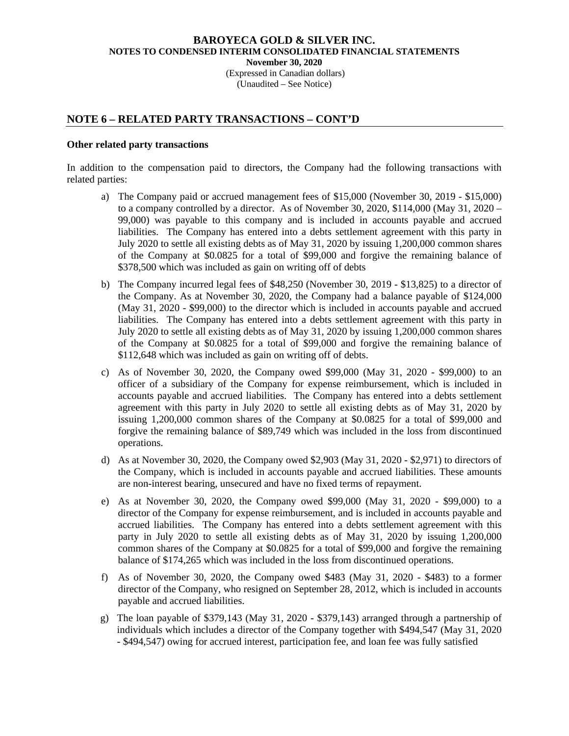## NOTE 6 – RELATED PARTY TRANSACTIONS – CONT'D

**Other related party transactions**

In addition to the compensation paid to directors, the Company had the following transactions with related parties:

a) The Company paid or accrued management fees of $15,000 (November 30, 2019 - $15,000) to a company controlled by a director. As of November 30, 2020, $114,000 (May 31, 2020 – 99,000) was payable to this company and is included in accounts payable and accrued liabilities. The Company has entered into a debts settlement agreement with this party in July 2020 to settle all existing debts as of May 31, 2020 by issuing 1,200,000 common shares of the Company at $0.0825 for a total of $99,000 and forgive the remaining balance of $378,500 which was included as gain on writing off of debts

b) The Company incurred legal fees of $48,250 (November 30, 2019 - $13,825) to a director of the Company. As at November 30, 2020, the Company had a balance payable of $124,000 (May 31, 2020 - $99,000) to the director which is included in accounts payable and accrued liabilities. The Company has entered into a debts settlement agreement with this party in July 2020 to settle all existing debts as of May 31, 2020 by issuing 1,200,000 common shares of the Company at $0.0825 for a total of $99,000 and forgive the remaining balance of $112,648 which was included as gain on writing off of debts.

c) As of November 30, 2020, the Company owed $99,000 (May 31, 2020 - $99,000) to an officer of a subsidiary of the Company for expense reimbursement, which is included in accounts payable and accrued liabilities. The Company has entered into a debts settlement agreement with this party in July 2020 to settle all existing debts as of May 31, 2020 by issuing 1,200,000 common shares of the Company at $0.0825 for a total of $99,000 and forgive the remaining balance of $89,749 which was included in the loss from discontinued operations.

d) As at November 30, 2020, the Company owed $2,903 (May 31, 2020 - $2,971) to directors of the Company, which is included in accounts payable and accrued liabilities. These amounts are non-interest bearing, unsecured and have no fixed terms of repayment.

e) As at November 30, 2020, the Company owed $99,000 (May 31, 2020 - $99,000) to a director of the Company for expense reimbursement, and is included in accounts payable and accrued liabilities. The Company has entered into a debts settlement agreement with this party in July 2020 to settle all existing debts as of May 31, 2020 by issuing 1,200,000 common shares of the Company at $0.0825 for a total of $99,000 and forgive the remaining balance of $174,265 which was included in the loss from discontinued operations.

f) As of November 30, 2020, the Company owed $483 (May 31, 2020 - $483) to a former director of the Company, who resigned on September 28, 2012, which is included in accounts payable and accrued liabilities.

g) The loan payable of $379,143 (May 31, 2020 - $379,143) arranged through a partnership of individuals which includes a director of the Company together with $494,547 (May 31, 2020 - $494,547) owing for accrued interest, participation fee, and loan fee was fully satisfied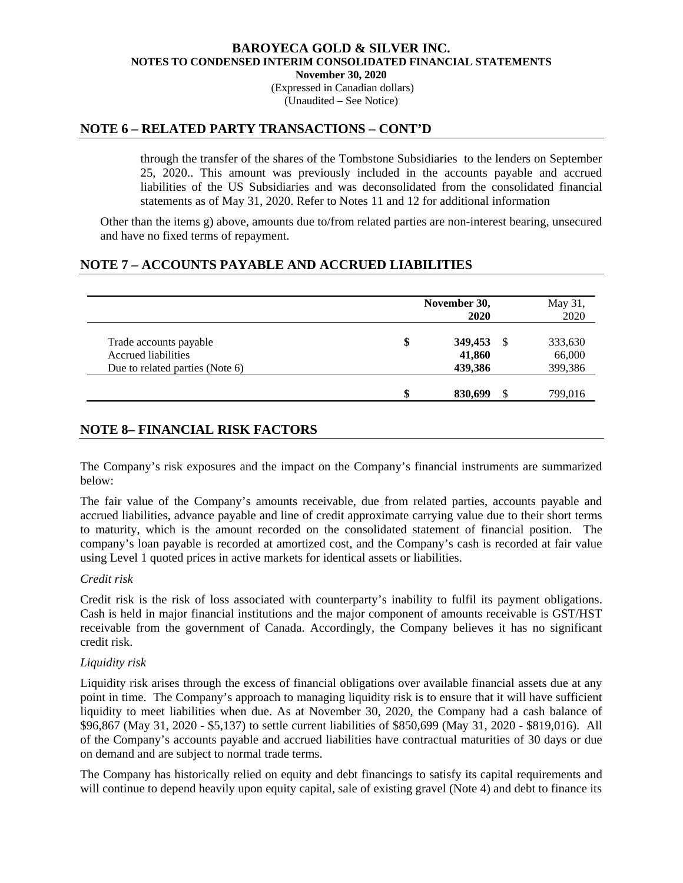## NOTE 6 – RELATED PARTY TRANSACTIONS – CONT'D

through the transfer of the shares of the Tombstone Subsidiaries to the lenders on September 25, 2020.. This amount was previously included in the accounts payable and accrued liabilities of the US Subsidiaries and was deconsolidated from the consolidated financial statements as of May 31, 2020. Refer to Notes 11 and 12 for additional information

Other than the items g) above, amounts due to/from related parties are non-interest bearing, unsecured and have no fixed terms of repayment.

## NOTE 7 – ACCOUNTS PAYABLE AND ACCRUED LIABILITIES

| | November 30, 2020 | May 31, 2020 |
|---|---|---|
| Trade accounts payable | **$ 349,453** | $ 333,630 |
| Accrued liabilities | **41,860** | 66,000 |
| Due to related parties (Note 6) | **439,386** | 399,386 |
| | **$ 830,699** | $ 799,016 |

## NOTE 8– FINANCIAL RISK FACTORS

The Company's risk exposures and the impact on the Company's financial instruments are summarized below:

The fair value of the Company's amounts receivable, due from related parties, accounts payable and accrued liabilities, advance payable and line of credit approximate carrying value due to their short terms to maturity, which is the amount recorded on the consolidated statement of financial position. The company's loan payable is recorded at amortized cost, and the Company's cash is recorded at fair value using Level 1 quoted prices in active markets for identical assets or liabilities.

*Credit risk*

Credit risk is the risk of loss associated with counterparty's inability to fulfil its payment obligations. Cash is held in major financial institutions and the major component of amounts receivable is GST/HST receivable from the government of Canada. Accordingly, the Company believes it has no significant credit risk.

*Liquidity risk*

Liquidity risk arises through the excess of financial obligations over available financial assets due at any point in time. The Company's approach to managing liquidity risk is to ensure that it will have sufficient liquidity to meet liabilities when due. As at November 30, 2020, the Company had a cash balance of $96,867 (May 31, 2020 - $5,137) to settle current liabilities of $850,699 (May 31, 2020 - $819,016). All of the Company's accounts payable and accrued liabilities have contractual maturities of 30 days or due on demand and are subject to normal trade terms.

The Company has historically relied on equity and debt financings to satisfy its capital requirements and will continue to depend heavily upon equity capital, sale of existing gravel (Note 4) and debt to finance its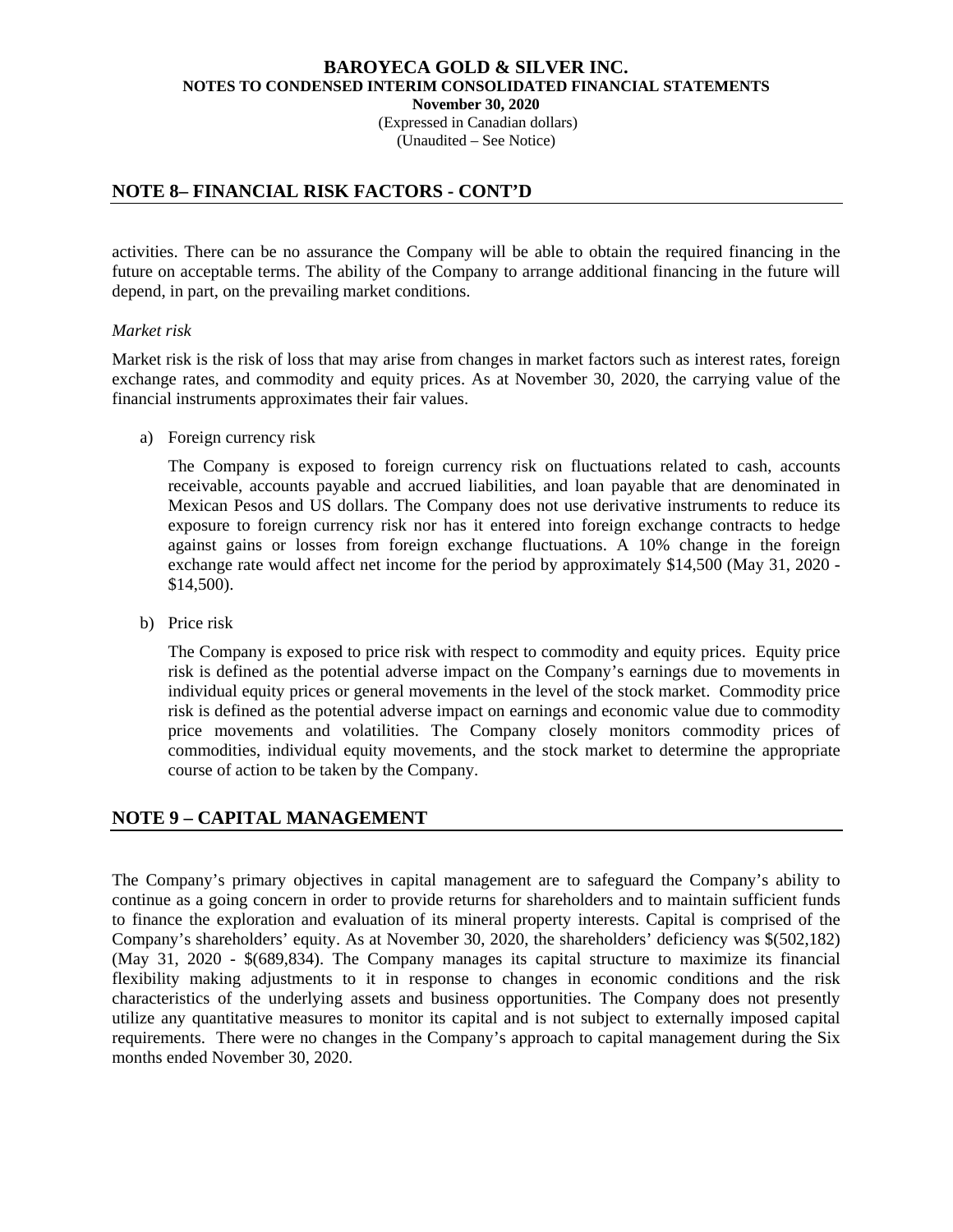## NOTE 8– FINANCIAL RISK FACTORS - CONT'D

activities. There can be no assurance the Company will be able to obtain the required financing in the future on acceptable terms. The ability of the Company to arrange additional financing in the future will depend, in part, on the prevailing market conditions.

*Market risk*

Market risk is the risk of loss that may arise from changes in market factors such as interest rates, foreign exchange rates, and commodity and equity prices. As at November 30, 2020, the carrying value of the financial instruments approximates their fair values.

a) Foreign currency risk

   The Company is exposed to foreign currency risk on fluctuations related to cash, accounts receivable, accounts payable and accrued liabilities, and loan payable that are denominated in Mexican Pesos and US dollars. The Company does not use derivative instruments to reduce its exposure to foreign currency risk nor has it entered into foreign exchange contracts to hedge against gains or losses from foreign exchange fluctuations. A 10% change in the foreign exchange rate would affect net income for the period by approximately $14,500 (May 31, 2020 - $14,500).

b) Price risk

   The Company is exposed to price risk with respect to commodity and equity prices. Equity price risk is defined as the potential adverse impact on the Company's earnings due to movements in individual equity prices or general movements in the level of the stock market. Commodity price risk is defined as the potential adverse impact on earnings and economic value due to commodity price movements and volatilities. The Company closely monitors commodity prices of commodities, individual equity movements, and the stock market to determine the appropriate course of action to be taken by the Company.

## NOTE 9 – CAPITAL MANAGEMENT

The Company's primary objectives in capital management are to safeguard the Company's ability to continue as a going concern in order to provide returns for shareholders and to maintain sufficient funds to finance the exploration and evaluation of its mineral property interests. Capital is comprised of the Company's shareholders' equity. As at November 30, 2020, the shareholders' deficiency was $(502,182) (May 31, 2020 - $(689,834). The Company manages its capital structure to maximize its financial flexibility making adjustments to it in response to changes in economic conditions and the risk characteristics of the underlying assets and business opportunities. The Company does not presently utilize any quantitative measures to monitor its capital and is not subject to externally imposed capital requirements. There were no changes in the Company's approach to capital management during the Six months ended November 30, 2020.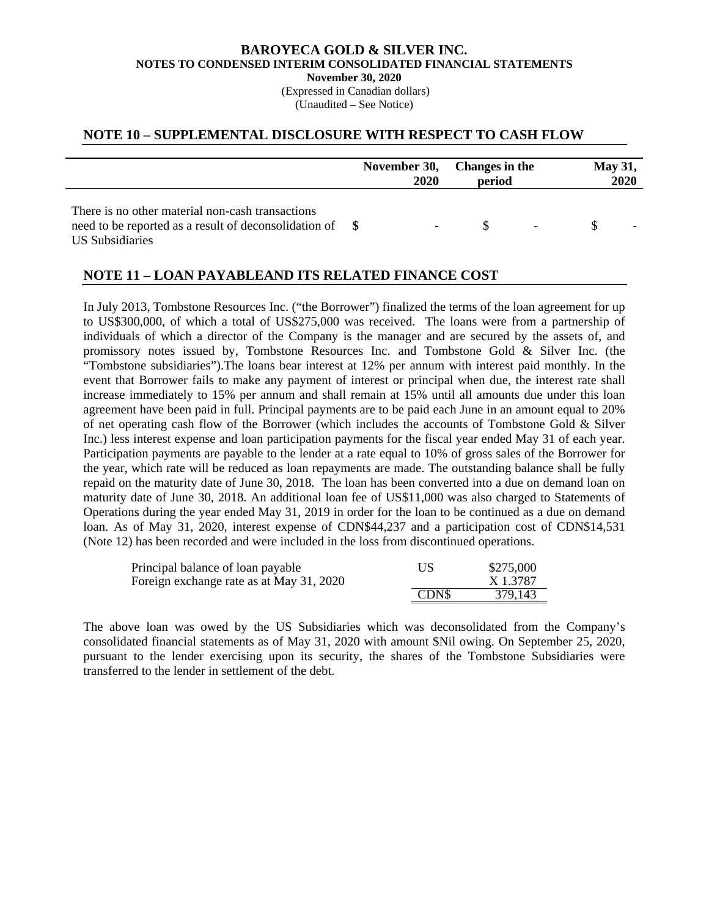## NOTE 10 – SUPPLEMENTAL DISCLOSURE WITH RESPECT TO CASH FLOW

| | November 30, 2020 | Changes in the period | May 31, 2020 |
|---|---|---|---|
| There is no other material non-cash transactions need to be reported as a result of deconsolidation of US Subsidiaries | $ - | $ - | $ - |

## NOTE 11 – LOAN PAYABLEAND ITS RELATED FINANCE COST

In July 2013, Tombstone Resources Inc. ("the Borrower") finalized the terms of the loan agreement for up to US$300,000, of which a total of US$275,000 was received. The loans were from a partnership of individuals of which a director of the Company is the manager and are secured by the assets of, and promissory notes issued by, Tombstone Resources Inc. and Tombstone Gold & Silver Inc. (the "Tombstone subsidiaries").The loans bear interest at 12% per annum with interest paid monthly. In the event that Borrower fails to make any payment of interest or principal when due, the interest rate shall increase immediately to 15% per annum and shall remain at 15% until all amounts due under this loan agreement have been paid in full. Principal payments are to be paid each June in an amount equal to 20% of net operating cash flow of the Borrower (which includes the accounts of Tombstone Gold & Silver Inc.) less interest expense and loan participation payments for the fiscal year ended May 31 of each year. Participation payments are payable to the lender at a rate equal to 10% of gross sales of the Borrower for the year, which rate will be reduced as loan repayments are made. The outstanding balance shall be fully repaid on the maturity date of June 30, 2018. The loan has been converted into a due on demand loan on maturity date of June 30, 2018. An additional loan fee of US$11,000 was also charged to Statements of Operations during the year ended May 31, 2019 in order for the loan to be continued as a due on demand loan. As of May 31, 2020, interest expense of CDN$44,237 and a participation cost of CDN$14,531 (Note 12) has been recorded and were included in the loss from discontinued operations.

| | | |
|---|---|---|
| Principal balance of loan payable | US | $275,000 |
| Foreign exchange rate as at May 31, 2020 | | X 1.3787 |
| | CDN$ | 379,143 |

The above loan was owed by the US Subsidiaries which was deconsolidated from the Company's consolidated financial statements as of May 31, 2020 with amount $Nil owing. On September 25, 2020, pursuant to the lender exercising upon its security, the shares of the Tombstone Subsidiaries were transferred to the lender in settlement of the debt.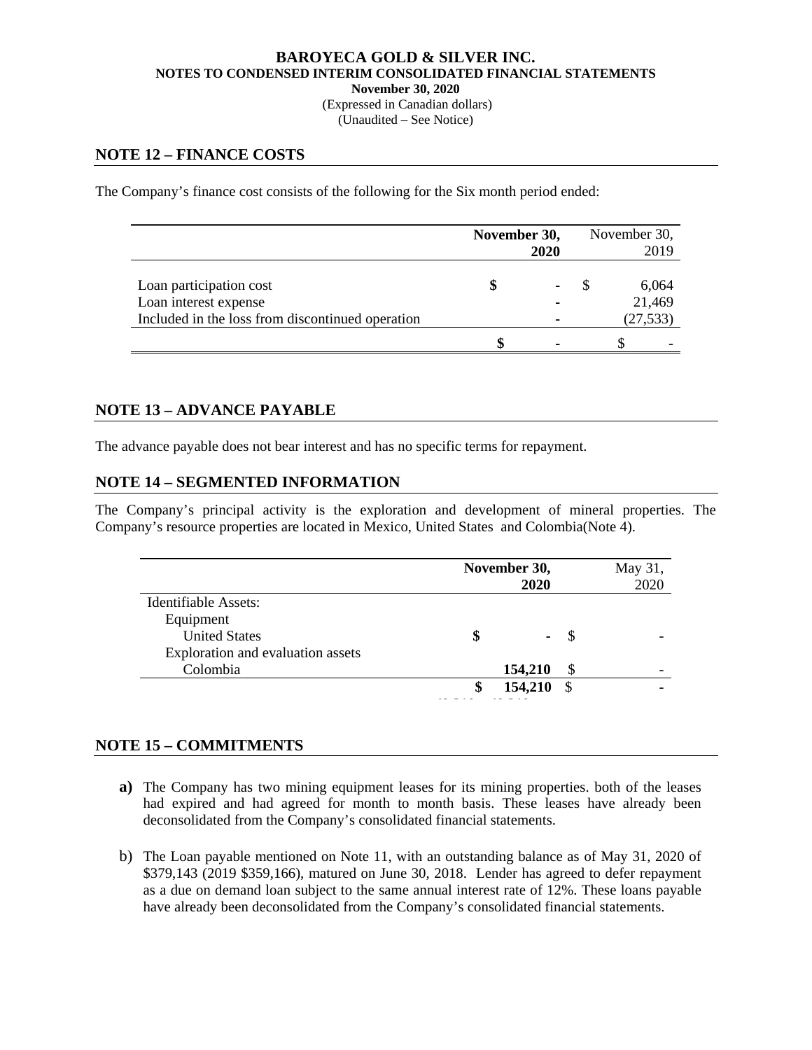## NOTE 12 – FINANCE COSTS

The Company's finance cost consists of the following for the Six month period ended:

| | **November 30, 2020** | November 30, 2019 |
|---|---|---|
| Loan participation cost | **$ -** | $ 6,064 |
| Loan interest expense | **-** | 21,469 |
| Included in the loss from discontinued operation | **-** | (27,533) |
| | **$ -** | $ - |

## NOTE 13 – ADVANCE PAYABLE

The advance payable does not bear interest and has no specific terms for repayment.

## NOTE 14 – SEGMENTED INFORMATION

The Company's principal activity is the exploration and development of mineral properties. The Company's resource properties are located in Mexico, United States and Colombia(Note 4).

| | **November 30, 2020** | May 31, 2020 |
|---|---|---|
| Identifiable Assets: | | |
| Equipment | | |
| United States | **$ -** | $ - |
| Exploration and evaluation assets | | |
| Colombia | **154,210** | $ - |
| | **$ 154,210** | $ - |

## NOTE 15 – COMMITMENTS

**a)** The Company has two mining equipment leases for its mining properties. both of the leases had expired and had agreed for month to month basis. These leases have already been deconsolidated from the Company's consolidated financial statements.

b) The Loan payable mentioned on Note 11, with an outstanding balance as of May 31, 2020 of $379,143 (2019 $359,166), matured on June 30, 2018. Lender has agreed to defer repayment as a due on demand loan subject to the same annual interest rate of 12%. These loans payable have already been deconsolidated from the Company's consolidated financial statements.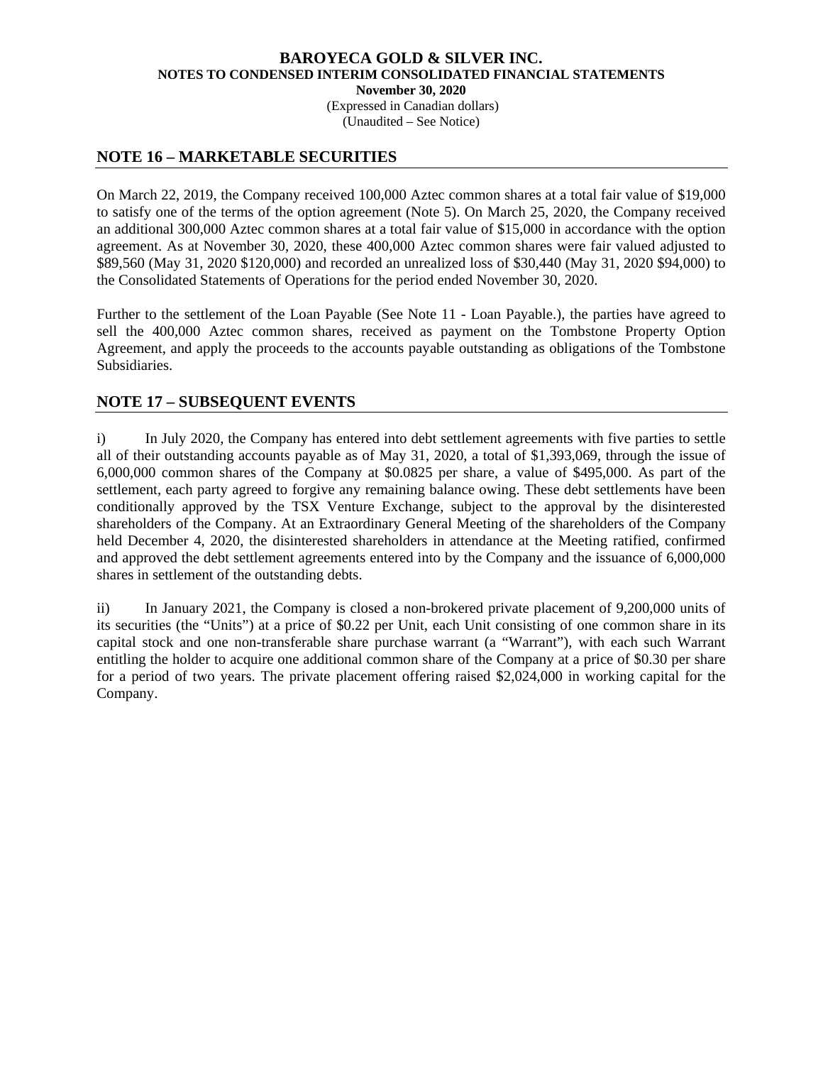## NOTE 16 – MARKETABLE SECURITIES

On March 22, 2019, the Company received 100,000 Aztec common shares at a total fair value of $19,000 to satisfy one of the terms of the option agreement (Note 5). On March 25, 2020, the Company received an additional 300,000 Aztec common shares at a total fair value of $15,000 in accordance with the option agreement. As at November 30, 2020, these 400,000 Aztec common shares were fair valued adjusted to $89,560 (May 31, 2020 $120,000) and recorded an unrealized loss of $30,440 (May 31, 2020 $94,000) to the Consolidated Statements of Operations for the period ended November 30, 2020.

Further to the settlement of the Loan Payable (See Note 11 - Loan Payable.), the parties have agreed to sell the 400,000 Aztec common shares, received as payment on the Tombstone Property Option Agreement, and apply the proceeds to the accounts payable outstanding as obligations of the Tombstone Subsidiaries.

## NOTE 17 – SUBSEQUENT EVENTS

i) In July 2020, the Company has entered into debt settlement agreements with five parties to settle all of their outstanding accounts payable as of May 31, 2020, a total of $1,393,069, through the issue of 6,000,000 common shares of the Company at $0.0825 per share, a value of $495,000. As part of the settlement, each party agreed to forgive any remaining balance owing. These debt settlements have been conditionally approved by the TSX Venture Exchange, subject to the approval by the disinterested shareholders of the Company. At an Extraordinary General Meeting of the shareholders of the Company held December 4, 2020, the disinterested shareholders in attendance at the Meeting ratified, confirmed and approved the debt settlement agreements entered into by the Company and the issuance of 6,000,000 shares in settlement of the outstanding debts.

ii) In January 2021, the Company is closed a non-brokered private placement of 9,200,000 units of its securities (the "Units") at a price of $0.22 per Unit, each Unit consisting of one common share in its capital stock and one non-transferable share purchase warrant (a "Warrant"), with each such Warrant entitling the holder to acquire one additional common share of the Company at a price of $0.30 per share for a period of two years. The private placement offering raised $2,024,000 in working capital for the Company.